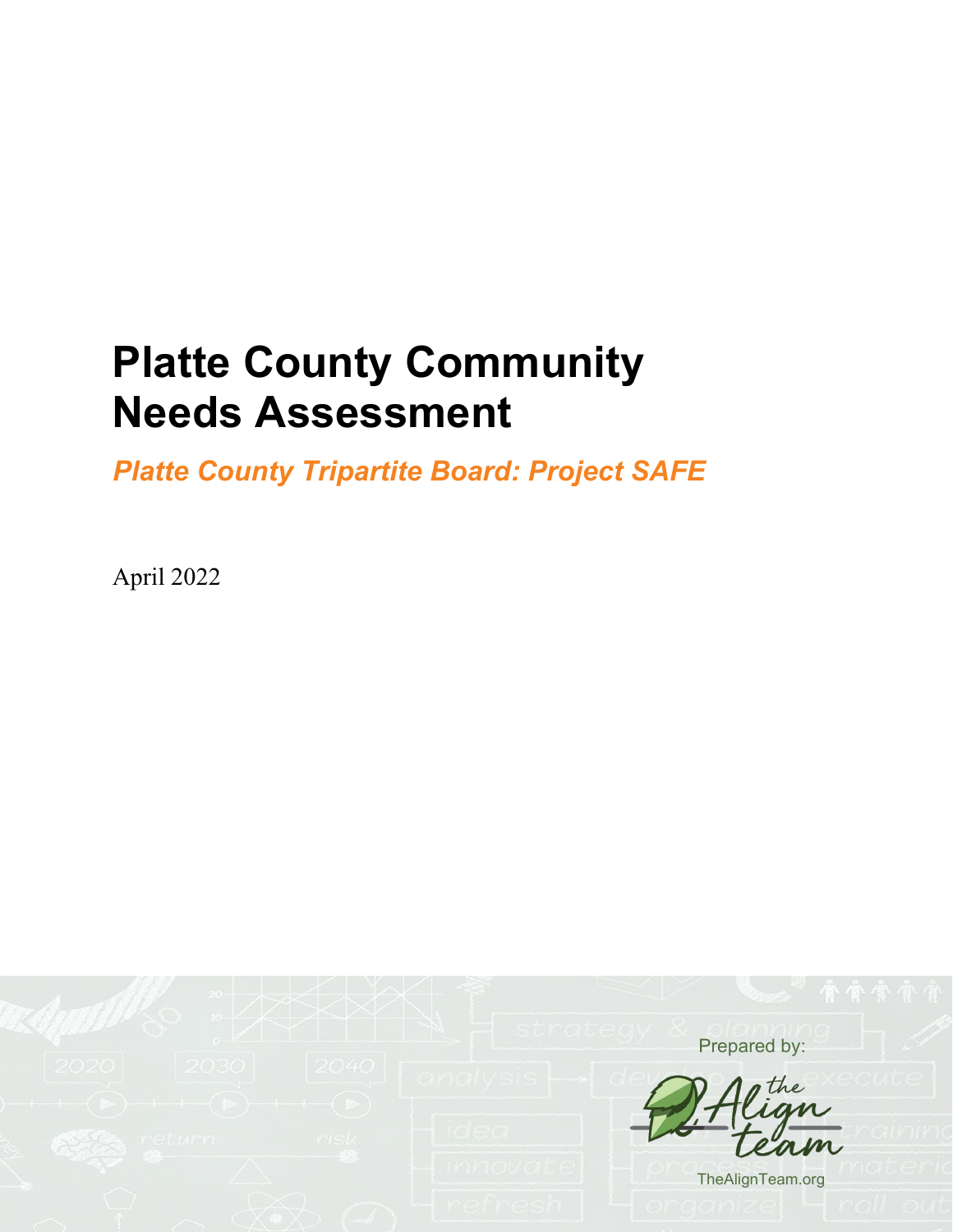# Platte County Community Needs Assessment

***Platte County Tripartite Board: Project SAFE***

April 2022

Prepared by:

the Align team

TheAlignTeam.org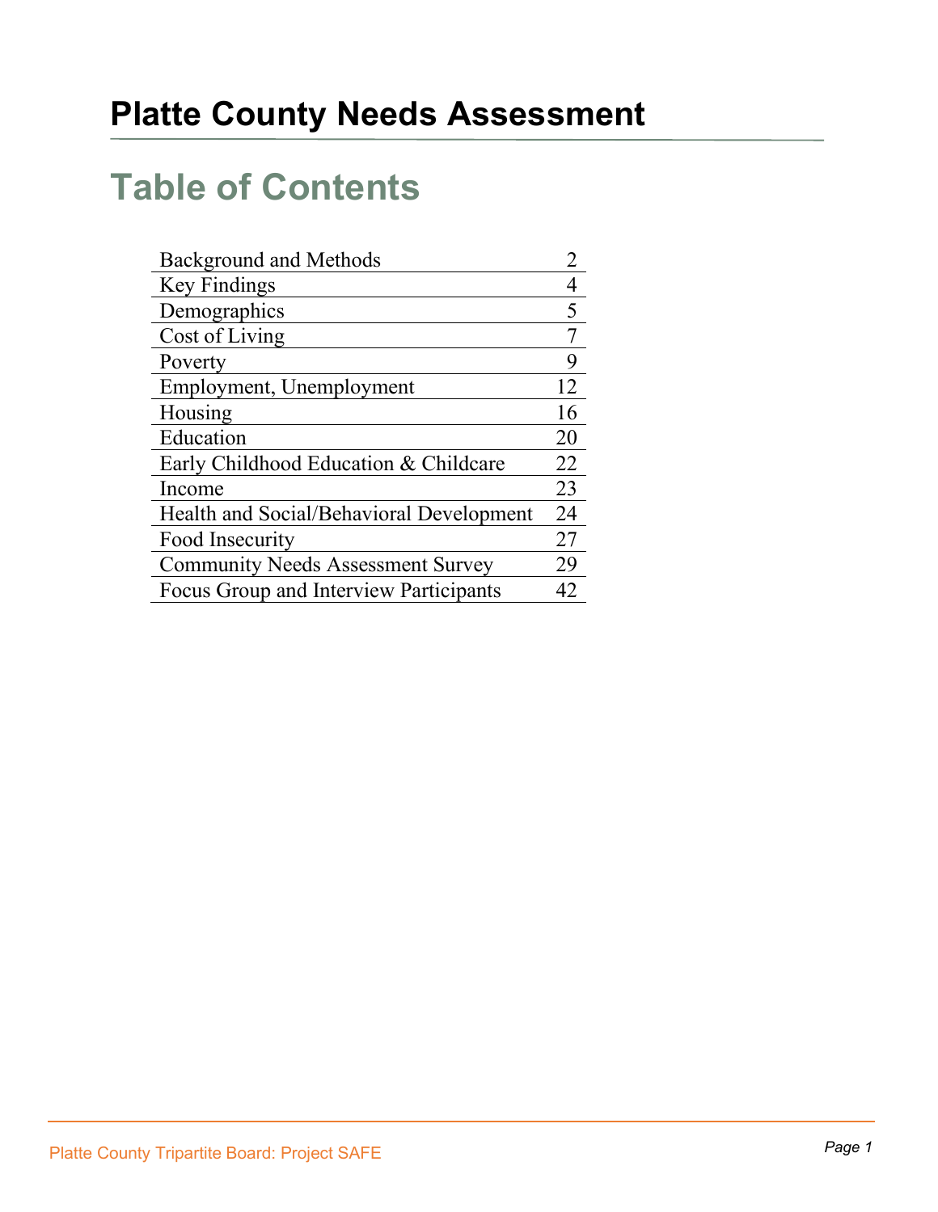# Platte County Needs Assessment

## Table of Contents

| | |
|---|---|
| Background and Methods | 2 |
| Key Findings | 4 |
| Demographics | 5 |
| Cost of Living | 7 |
| Poverty | 9 |
| Employment, Unemployment | 12 |
| Housing | 16 |
| Education | 20 |
| Early Childhood Education & Childcare | 22 |
| Income | 23 |
| Health and Social/Behavioral Development | 24 |
| Food Insecurity | 27 |
| Community Needs Assessment Survey | 29 |
| Focus Group and Interview Participants | 42 |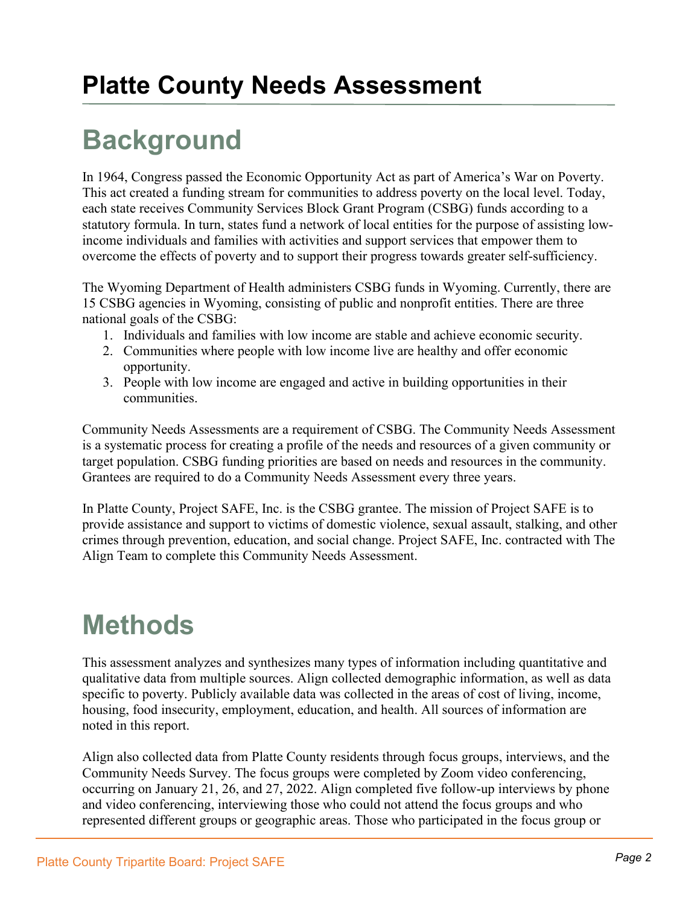# Platte County Needs Assessment

## Background

In 1964, Congress passed the Economic Opportunity Act as part of America's War on Poverty. This act created a funding stream for communities to address poverty on the local level. Today, each state receives Community Services Block Grant Program (CSBG) funds according to a statutory formula. In turn, states fund a network of local entities for the purpose of assisting low-income individuals and families with activities and support services that empower them to overcome the effects of poverty and to support their progress towards greater self-sufficiency.

The Wyoming Department of Health administers CSBG funds in Wyoming. Currently, there are 15 CSBG agencies in Wyoming, consisting of public and nonprofit entities. There are three national goals of the CSBG:

1. Individuals and families with low income are stable and achieve economic security.
2. Communities where people with low income live are healthy and offer economic opportunity.
3. People with low income are engaged and active in building opportunities in their communities.

Community Needs Assessments are a requirement of CSBG. The Community Needs Assessment is a systematic process for creating a profile of the needs and resources of a given community or target population. CSBG funding priorities are based on needs and resources in the community. Grantees are required to do a Community Needs Assessment every three years.

In Platte County, Project SAFE, Inc. is the CSBG grantee. The mission of Project SAFE is to provide assistance and support to victims of domestic violence, sexual assault, stalking, and other crimes through prevention, education, and social change. Project SAFE, Inc. contracted with The Align Team to complete this Community Needs Assessment.

## Methods

This assessment analyzes and synthesizes many types of information including quantitative and qualitative data from multiple sources. Align collected demographic information, as well as data specific to poverty. Publicly available data was collected in the areas of cost of living, income, housing, food insecurity, employment, education, and health. All sources of information are noted in this report.

Align also collected data from Platte County residents through focus groups, interviews, and the Community Needs Survey. The focus groups were completed by Zoom video conferencing, occurring on January 21, 26, and 27, 2022. Align completed five follow-up interviews by phone and video conferencing, interviewing those who could not attend the focus groups and who represented different groups or geographic areas. Those who participated in the focus group or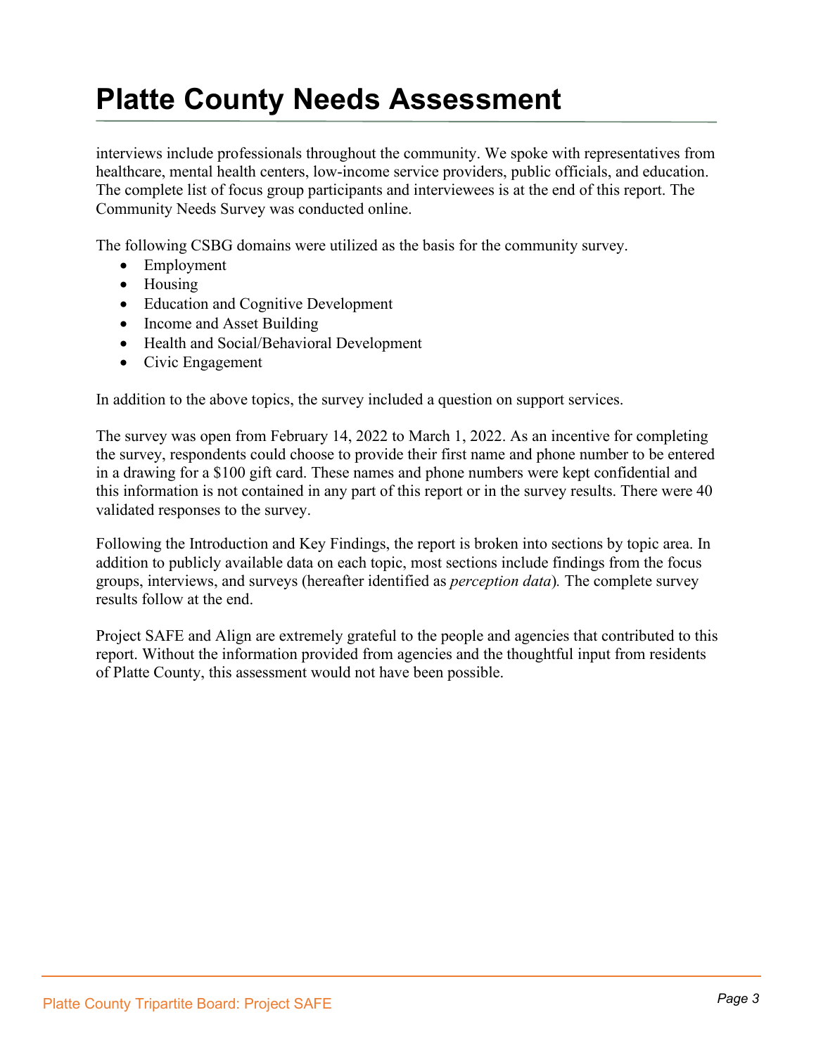interviews include professionals throughout the community. We spoke with representatives from healthcare, mental health centers, low-income service providers, public officials, and education. The complete list of focus group participants and interviewees is at the end of this report. The Community Needs Survey was conducted online.

The following CSBG domains were utilized as the basis for the community survey.

- Employment
- Housing
- Education and Cognitive Development
- Income and Asset Building
- Health and Social/Behavioral Development
- Civic Engagement

In addition to the above topics, the survey included a question on support services.

The survey was open from February 14, 2022 to March 1, 2022. As an incentive for completing the survey, respondents could choose to provide their first name and phone number to be entered in a drawing for a $100 gift card. These names and phone numbers were kept confidential and this information is not contained in any part of this report or in the survey results. There were 40 validated responses to the survey.

Following the Introduction and Key Findings, the report is broken into sections by topic area. In addition to publicly available data on each topic, most sections include findings from the focus groups, interviews, and surveys (hereafter identified as *perception data*). The complete survey results follow at the end.

Project SAFE and Align are extremely grateful to the people and agencies that contributed to this report. Without the information provided from agencies and the thoughtful input from residents of Platte County, this assessment would not have been possible.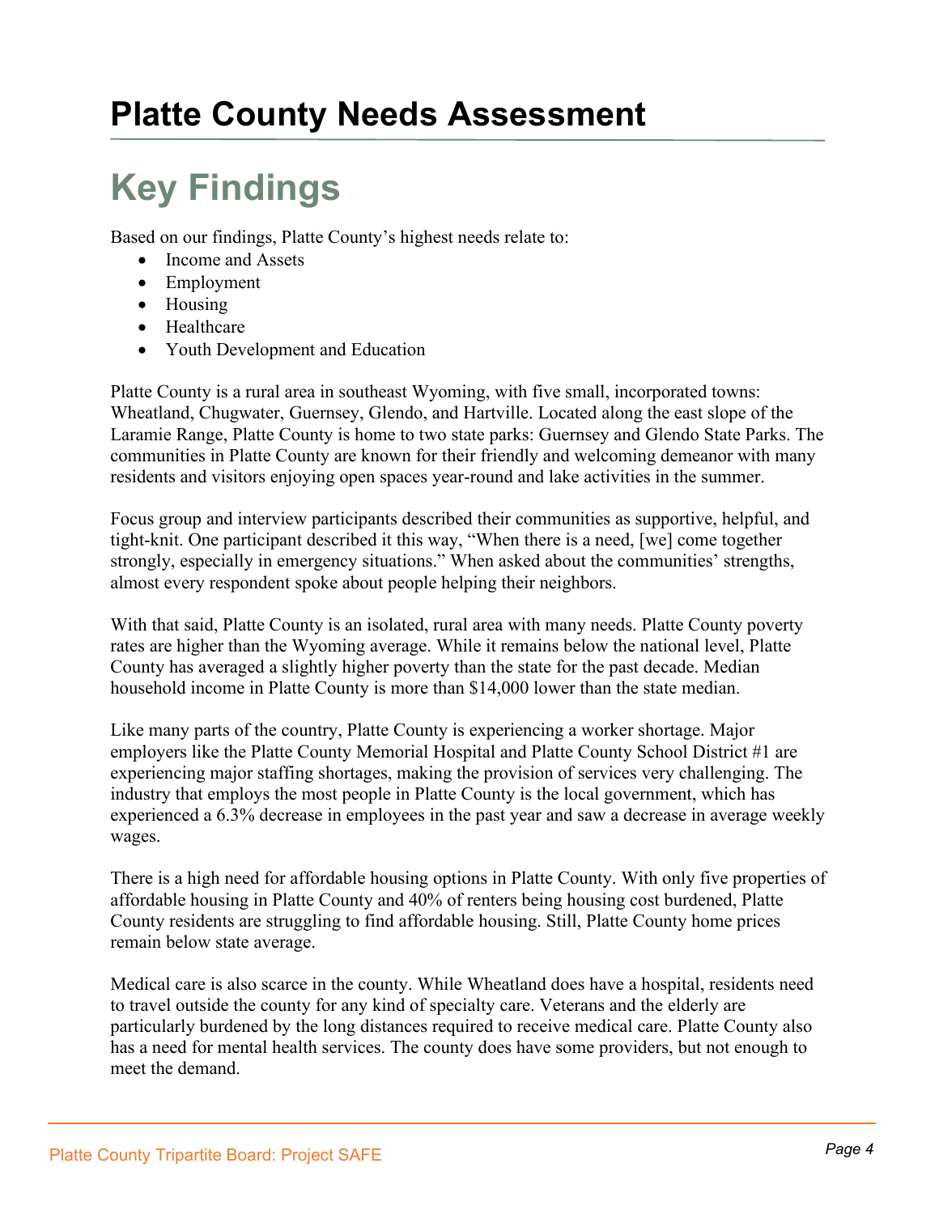# Platte County Needs Assessment

## Key Findings

Based on our findings, Platte County's highest needs relate to:

- Income and Assets
- Employment
- Housing
- Healthcare
- Youth Development and Education

Platte County is a rural area in southeast Wyoming, with five small, incorporated towns: Wheatland, Chugwater, Guernsey, Glendo, and Hartville. Located along the east slope of the Laramie Range, Platte County is home to two state parks: Guernsey and Glendo State Parks. The communities in Platte County are known for their friendly and welcoming demeanor with many residents and visitors enjoying open spaces year-round and lake activities in the summer.

Focus group and interview participants described their communities as supportive, helpful, and tight-knit. One participant described it this way, "When there is a need, [we] come together strongly, especially in emergency situations." When asked about the communities' strengths, almost every respondent spoke about people helping their neighbors.

With that said, Platte County is an isolated, rural area with many needs. Platte County poverty rates are higher than the Wyoming average. While it remains below the national level, Platte County has averaged a slightly higher poverty than the state for the past decade. Median household income in Platte County is more than $14,000 lower than the state median.

Like many parts of the country, Platte County is experiencing a worker shortage. Major employers like the Platte County Memorial Hospital and Platte County School District #1 are experiencing major staffing shortages, making the provision of services very challenging. The industry that employs the most people in Platte County is the local government, which has experienced a 6.3% decrease in employees in the past year and saw a decrease in average weekly wages.

There is a high need for affordable housing options in Platte County. With only five properties of affordable housing in Platte County and 40% of renters being housing cost burdened, Platte County residents are struggling to find affordable housing. Still, Platte County home prices remain below state average.

Medical care is also scarce in the county. While Wheatland does have a hospital, residents need to travel outside the county for any kind of specialty care. Veterans and the elderly are particularly burdened by the long distances required to receive medical care. Platte County also has a need for mental health services. The county does have some providers, but not enough to meet the demand.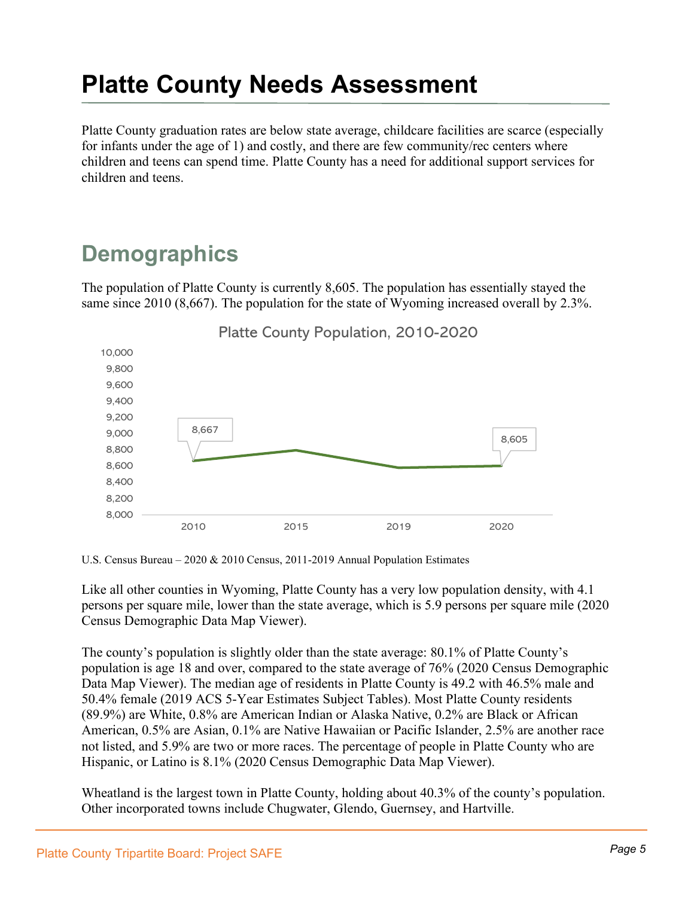# Platte County Needs Assessment

Platte County graduation rates are below state average, childcare facilities are scarce (especially for infants under the age of 1) and costly, and there are few community/rec centers where children and teens can spend time. Platte County has a need for additional support services for children and teens.

## Demographics

The population of Platte County is currently 8,605. The population has essentially stayed the same since 2010 (8,667). The population for the state of Wyoming increased overall by 2.3%.

Platte County Population, 2010-2020

| Year | Population |
|---|---|
| 2010 | 8,667 |
| 2015 | |
| 2019 | |
| 2020 | 8,605 |

U.S. Census Bureau – 2020 & 2010 Census, 2011-2019 Annual Population Estimates

Like all other counties in Wyoming, Platte County has a very low population density, with 4.1 persons per square mile, lower than the state average, which is 5.9 persons per square mile (2020 Census Demographic Data Map Viewer).

The county's population is slightly older than the state average: 80.1% of Platte County's population is age 18 and over, compared to the state average of 76% (2020 Census Demographic Data Map Viewer). The median age of residents in Platte County is 49.2 with 46.5% male and 50.4% female (2019 ACS 5-Year Estimates Subject Tables). Most Platte County residents (89.9%) are White, 0.8% are American Indian or Alaska Native, 0.2% are Black or African American, 0.5% are Asian, 0.1% are Native Hawaiian or Pacific Islander, 2.5% are another race not listed, and 5.9% are two or more races. The percentage of people in Platte County who are Hispanic, or Latino is 8.1% (2020 Census Demographic Data Map Viewer).

Wheatland is the largest town in Platte County, holding about 40.3% of the county's population. Other incorporated towns include Chugwater, Glendo, Guernsey, and Hartville.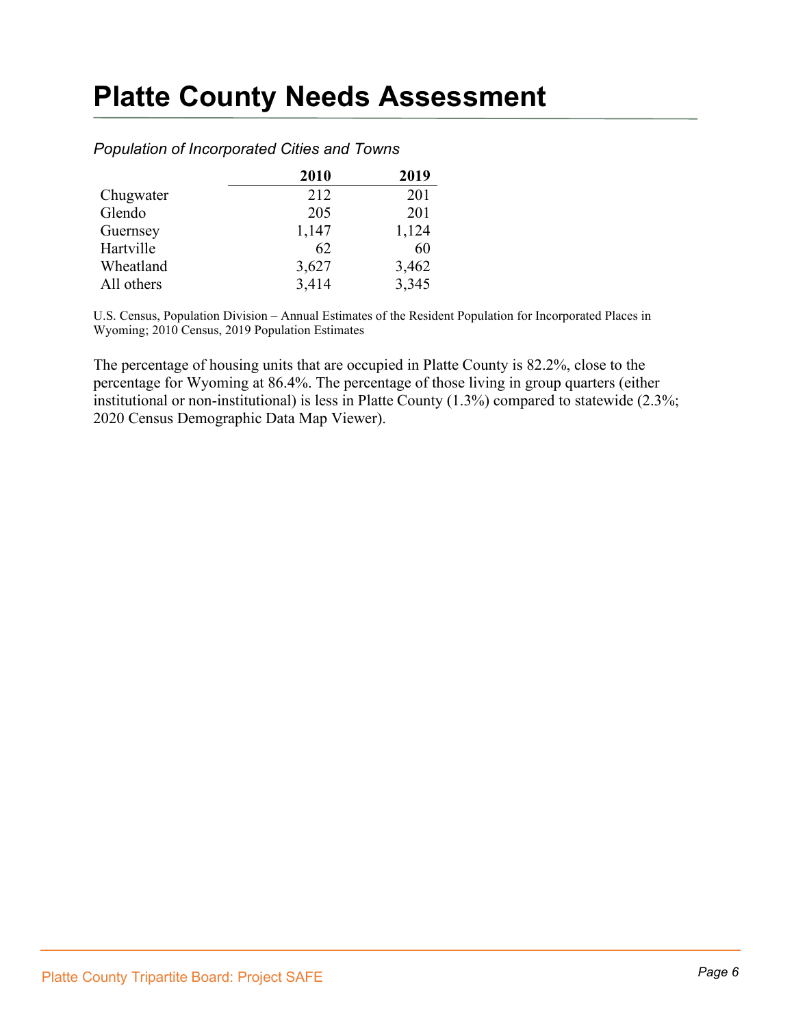# Platte County Needs Assessment

*Population of Incorporated Cities and Towns*

| | 2010 | 2019 |
|---|---|---|
| Chugwater | 212 | 201 |
| Glendo | 205 | 201 |
| Guernsey | 1,147 | 1,124 |
| Hartville | 62 | 60 |
| Wheatland | 3,627 | 3,462 |
| All others | 3,414 | 3,345 |

U.S. Census, Population Division – Annual Estimates of the Resident Population for Incorporated Places in Wyoming; 2010 Census, 2019 Population Estimates

The percentage of housing units that are occupied in Platte County is 82.2%, close to the percentage for Wyoming at 86.4%. The percentage of those living in group quarters (either institutional or non-institutional) is less in Platte County (1.3%) compared to statewide (2.3%; 2020 Census Demographic Data Map Viewer).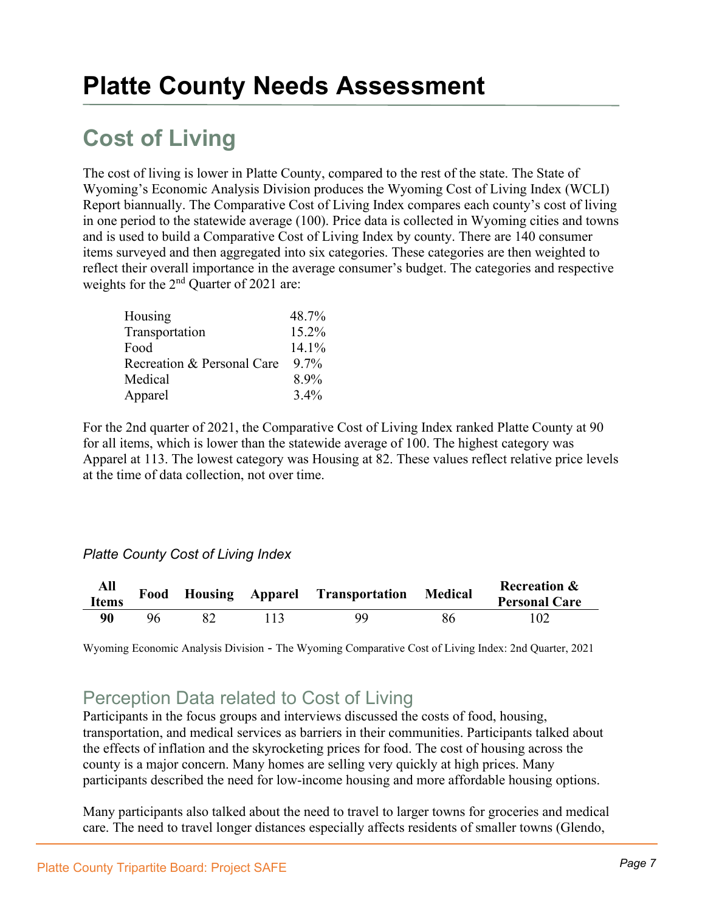# Platte County Needs Assessment

## Cost of Living

The cost of living is lower in Platte County, compared to the rest of the state. The State of Wyoming's Economic Analysis Division produces the Wyoming Cost of Living Index (WCLI) Report biannually. The Comparative Cost of Living Index compares each county's cost of living in one period to the statewide average (100). Price data is collected in Wyoming cities and towns and is used to build a Comparative Cost of Living Index by county. There are 140 consumer items surveyed and then aggregated into six categories. These categories are then weighted to reflect their overall importance in the average consumer's budget. The categories and respective weights for the 2nd Quarter of 2021 are:

| | |
|---|---|
| Housing | 48.7% |
| Transportation | 15.2% |
| Food | 14.1% |
| Recreation & Personal Care | 9.7% |
| Medical | 8.9% |
| Apparel | 3.4% |

For the 2nd quarter of 2021, the Comparative Cost of Living Index ranked Platte County at 90 for all items, which is lower than the statewide average of 100. The highest category was Apparel at 113. The lowest category was Housing at 82. These values reflect relative price levels at the time of data collection, not over time.

*Platte County Cost of Living Index*

| All Items | Food | Housing | Apparel | Transportation | Medical | Recreation & Personal Care |
|---|---|---|---|---|---|---|
| **90** | 96 | 82 | 113 | 99 | 86 | 102 |

Wyoming Economic Analysis Division - The Wyoming Comparative Cost of Living Index: 2nd Quarter, 2021

### Perception Data related to Cost of Living

Participants in the focus groups and interviews discussed the costs of food, housing, transportation, and medical services as barriers in their communities. Participants talked about the effects of inflation and the skyrocketing prices for food. The cost of housing across the county is a major concern. Many homes are selling very quickly at high prices. Many participants described the need for low-income housing and more affordable housing options.

Many participants also talked about the need to travel to larger towns for groceries and medical care. The need to travel longer distances especially affects residents of smaller towns (Glendo,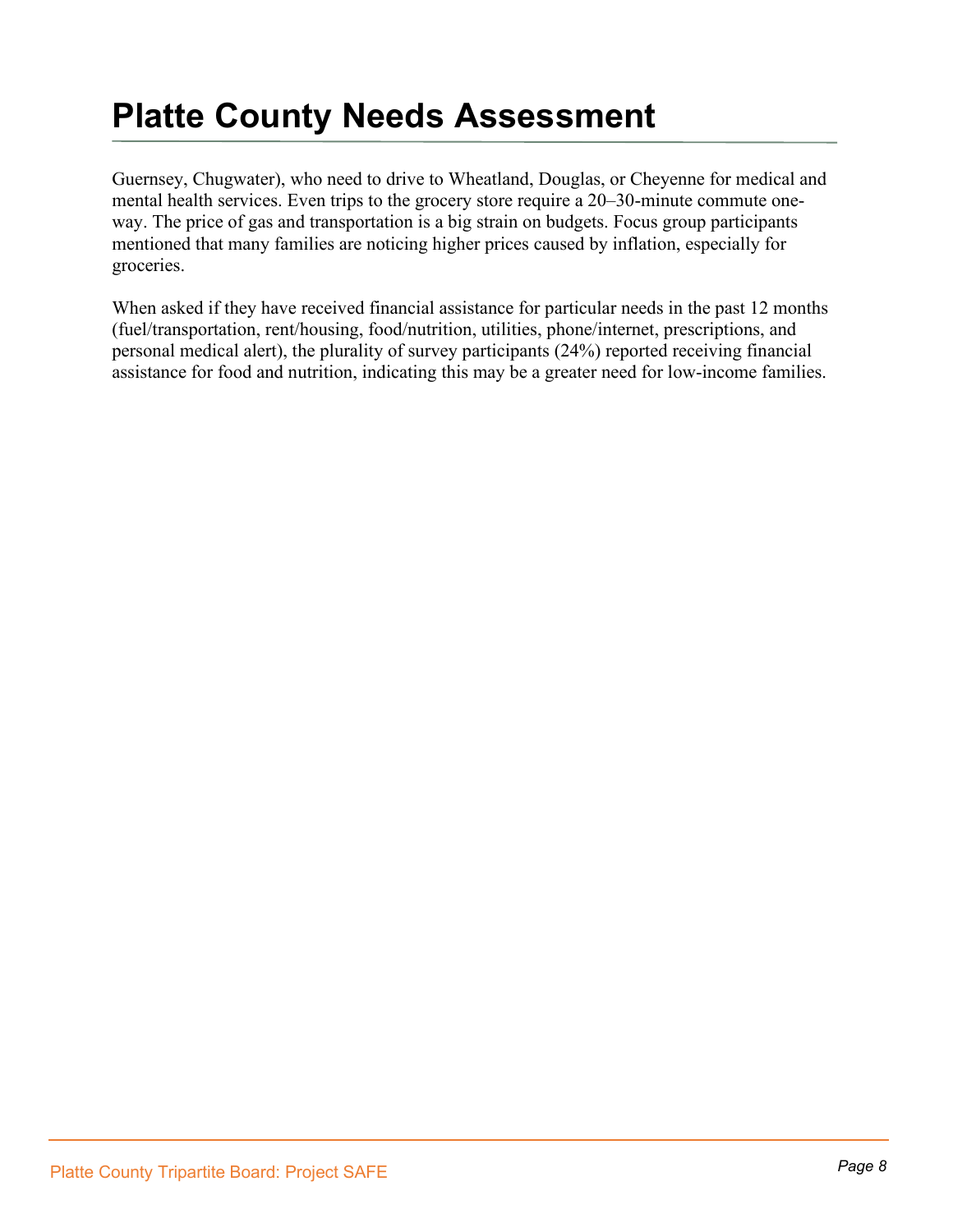Guernsey, Chugwater), who need to drive to Wheatland, Douglas, or Cheyenne for medical and mental health services. Even trips to the grocery store require a 20–30-minute commute one-way. The price of gas and transportation is a big strain on budgets. Focus group participants mentioned that many families are noticing higher prices caused by inflation, especially for groceries.

When asked if they have received financial assistance for particular needs in the past 12 months (fuel/transportation, rent/housing, food/nutrition, utilities, phone/internet, prescriptions, and personal medical alert), the plurality of survey participants (24%) reported receiving financial assistance for food and nutrition, indicating this may be a greater need for low-income families.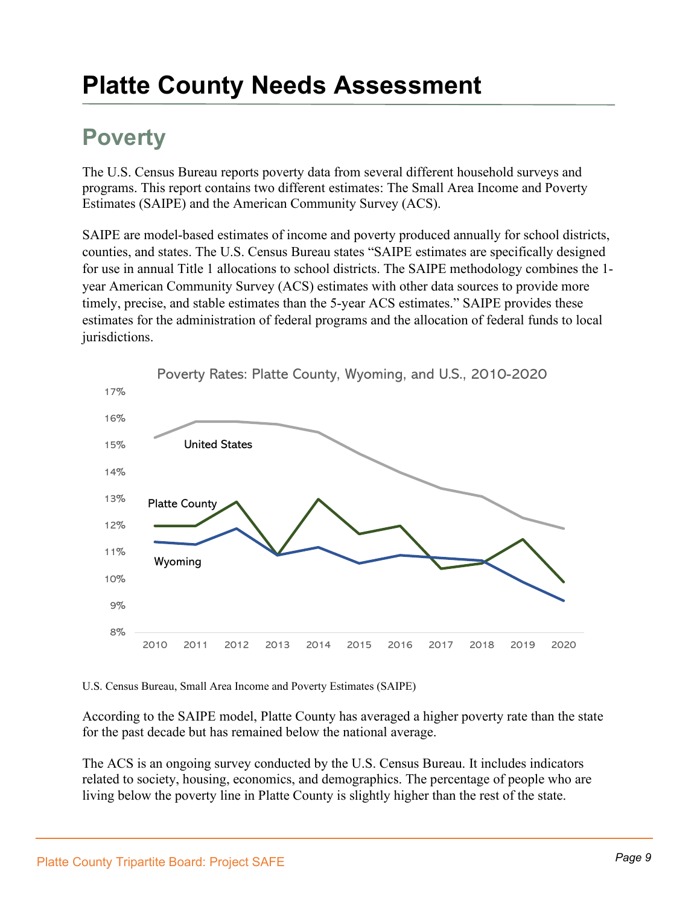# Platte County Needs Assessment

## Poverty

The U.S. Census Bureau reports poverty data from several different household surveys and programs. This report contains two different estimates: The Small Area Income and Poverty Estimates (SAIPE) and the American Community Survey (ACS).

SAIPE are model-based estimates of income and poverty produced annually for school districts, counties, and states. The U.S. Census Bureau states "SAIPE estimates are specifically designed for use in annual Title 1 allocations to school districts. The SAIPE methodology combines the 1-year American Community Survey (ACS) estimates with other data sources to provide more timely, precise, and stable estimates than the 5-year ACS estimates." SAIPE provides these estimates for the administration of federal programs and the allocation of federal funds to local jurisdictions.

Poverty Rates: Platte County, Wyoming, and U.S., 2010-2020

U.S. Census Bureau, Small Area Income and Poverty Estimates (SAIPE)

According to the SAIPE model, Platte County has averaged a higher poverty rate than the state for the past decade but has remained below the national average.

The ACS is an ongoing survey conducted by the U.S. Census Bureau. It includes indicators related to society, housing, economics, and demographics. The percentage of people who are living below the poverty line in Platte County is slightly higher than the rest of the state.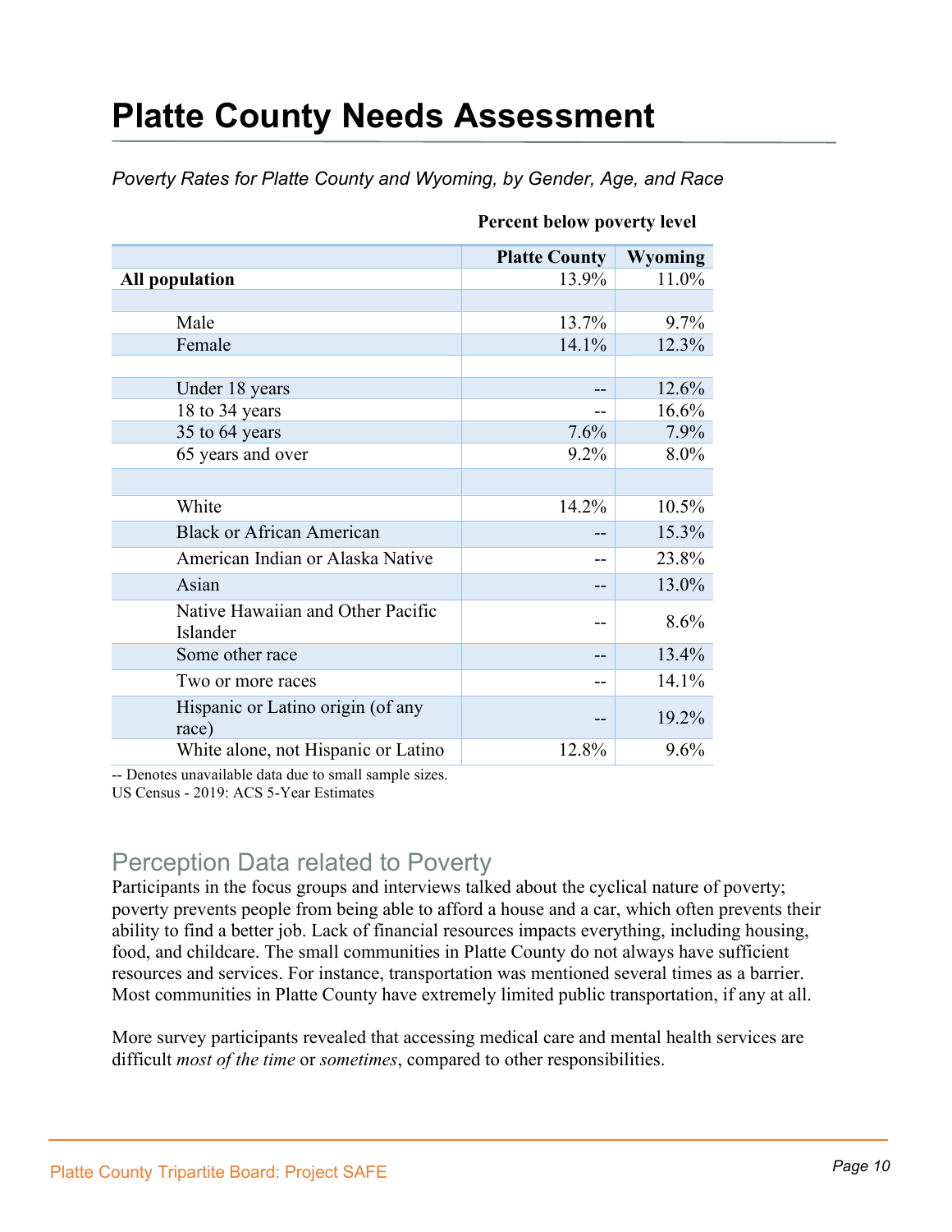# Platte County Needs Assessment

*Poverty Rates for Platte County and Wyoming, by Gender, Age, and Race*

| | Percent below poverty level | |
|---|---|---|
| | **Platte County** | **Wyoming** |
| **All population** | 13.9% | 11.0% |
| | | |
| Male | 13.7% | 9.7% |
| Female | 14.1% | 12.3% |
| | | |
| Under 18 years | -- | 12.6% |
| 18 to 34 years | -- | 16.6% |
| 35 to 64 years | 7.6% | 7.9% |
| 65 years and over | 9.2% | 8.0% |
| | | |
| White | 14.2% | 10.5% |
| Black or African American | -- | 15.3% |
| American Indian or Alaska Native | -- | 23.8% |
| Asian | -- | 13.0% |
| Native Hawaiian and Other Pacific Islander | -- | 8.6% |
| Some other race | -- | 13.4% |
| Two or more races | -- | 14.1% |
| Hispanic or Latino origin (of any race) | -- | 19.2% |
| White alone, not Hispanic or Latino | 12.8% | 9.6% |

-- Denotes unavailable data due to small sample sizes.
US Census - 2019: ACS 5-Year Estimates

## Perception Data related to Poverty

Participants in the focus groups and interviews talked about the cyclical nature of poverty; poverty prevents people from being able to afford a house and a car, which often prevents their ability to find a better job. Lack of financial resources impacts everything, including housing, food, and childcare. The small communities in Platte County do not always have sufficient resources and services. For instance, transportation was mentioned several times as a barrier. Most communities in Platte County have extremely limited public transportation, if any at all.

More survey participants revealed that accessing medical care and mental health services are difficult *most of the time* or *sometimes*, compared to other responsibilities.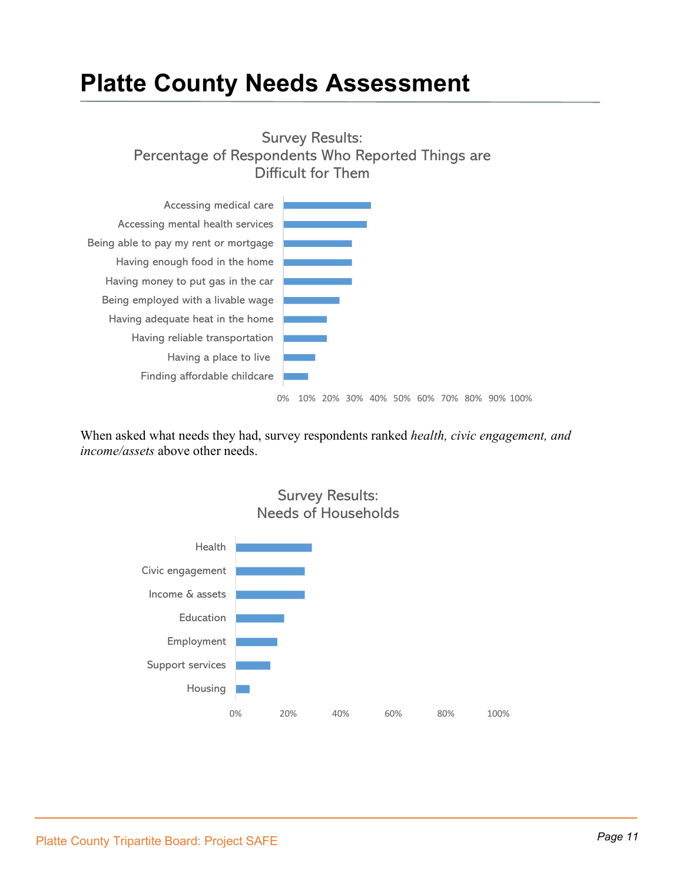# Platte County Needs Assessment

Survey Results:
Percentage of Respondents Who Reported Things are Difficult for Them

- Accessing medical care
- Accessing mental health services
- Being able to pay my rent or mortgage
- Having enough food in the home
- Having money to put gas in the car
- Being employed with a livable wage
- Having adequate heat in the home
- Having reliable transportation
- Having a place to live
- Finding affordable childcare

0% 10% 20% 30% 40% 50% 60% 70% 80% 90% 100%

When asked what needs they had, survey respondents ranked *health, civic engagement, and income/assets* above other needs.

Survey Results:
Needs of Households

- Health
- Civic engagement
- Income & assets
- Education
- Employment
- Support services
- Housing

0% 20% 40% 60% 80% 100%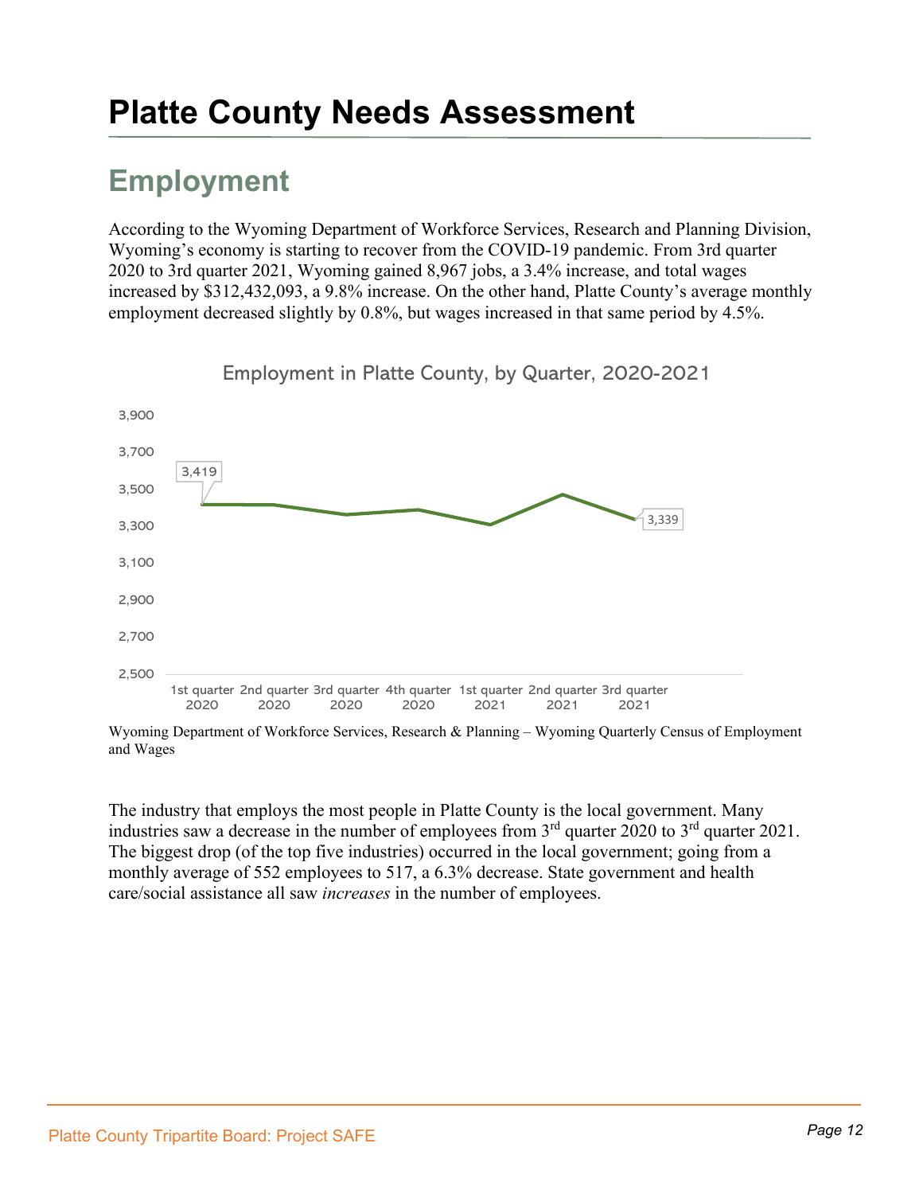# Platte County Needs Assessment

## Employment

According to the Wyoming Department of Workforce Services, Research and Planning Division, Wyoming's economy is starting to recover from the COVID-19 pandemic. From 3rd quarter 2020 to 3rd quarter 2021, Wyoming gained 8,967 jobs, a 3.4% increase, and total wages increased by $312,432,093, a 9.8% increase. On the other hand, Platte County's average monthly employment decreased slightly by 0.8%, but wages increased in that same period by 4.5%.

Employment in Platte County, by Quarter, 2020-2021

Wyoming Department of Workforce Services, Research & Planning – Wyoming Quarterly Census of Employment and Wages

The industry that employs the most people in Platte County is the local government. Many industries saw a decrease in the number of employees from 3rd quarter 2020 to 3rd quarter 2021. The biggest drop (of the top five industries) occurred in the local government; going from a monthly average of 552 employees to 517, a 6.3% decrease. State government and health care/social assistance all saw *increases* in the number of employees.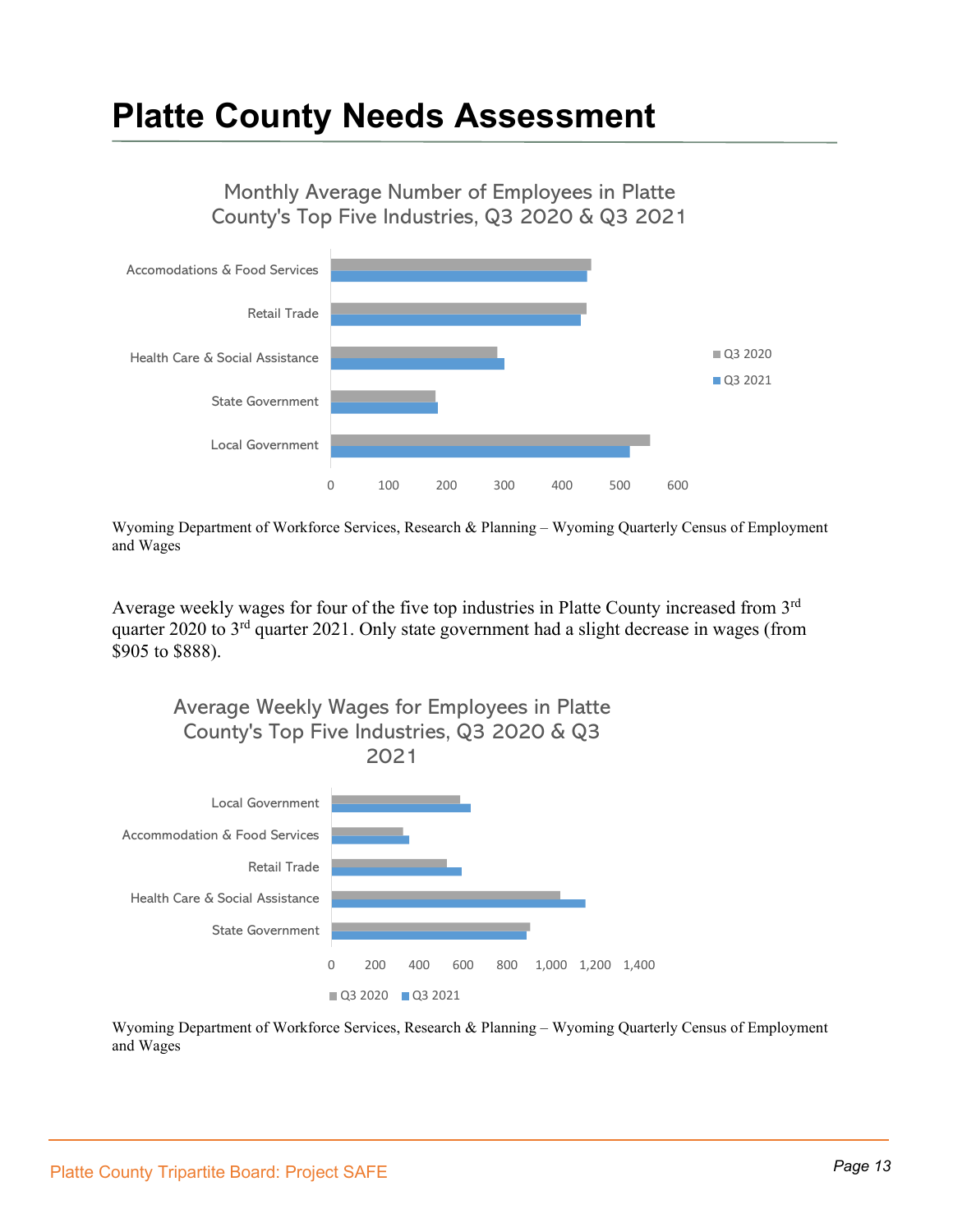# Platte County Needs Assessment

Monthly Average Number of Employees in Platte County's Top Five Industries, Q3 2020 & Q3 2021

Wyoming Department of Workforce Services, Research & Planning – Wyoming Quarterly Census of Employment and Wages

Average weekly wages for four of the five top industries in Platte County increased from 3rd quarter 2020 to 3rd quarter 2021. Only state government had a slight decrease in wages (from $905 to $888).

Average Weekly Wages for Employees in Platte County's Top Five Industries, Q3 2020 & Q3 2021

Wyoming Department of Workforce Services, Research & Planning – Wyoming Quarterly Census of Employment and Wages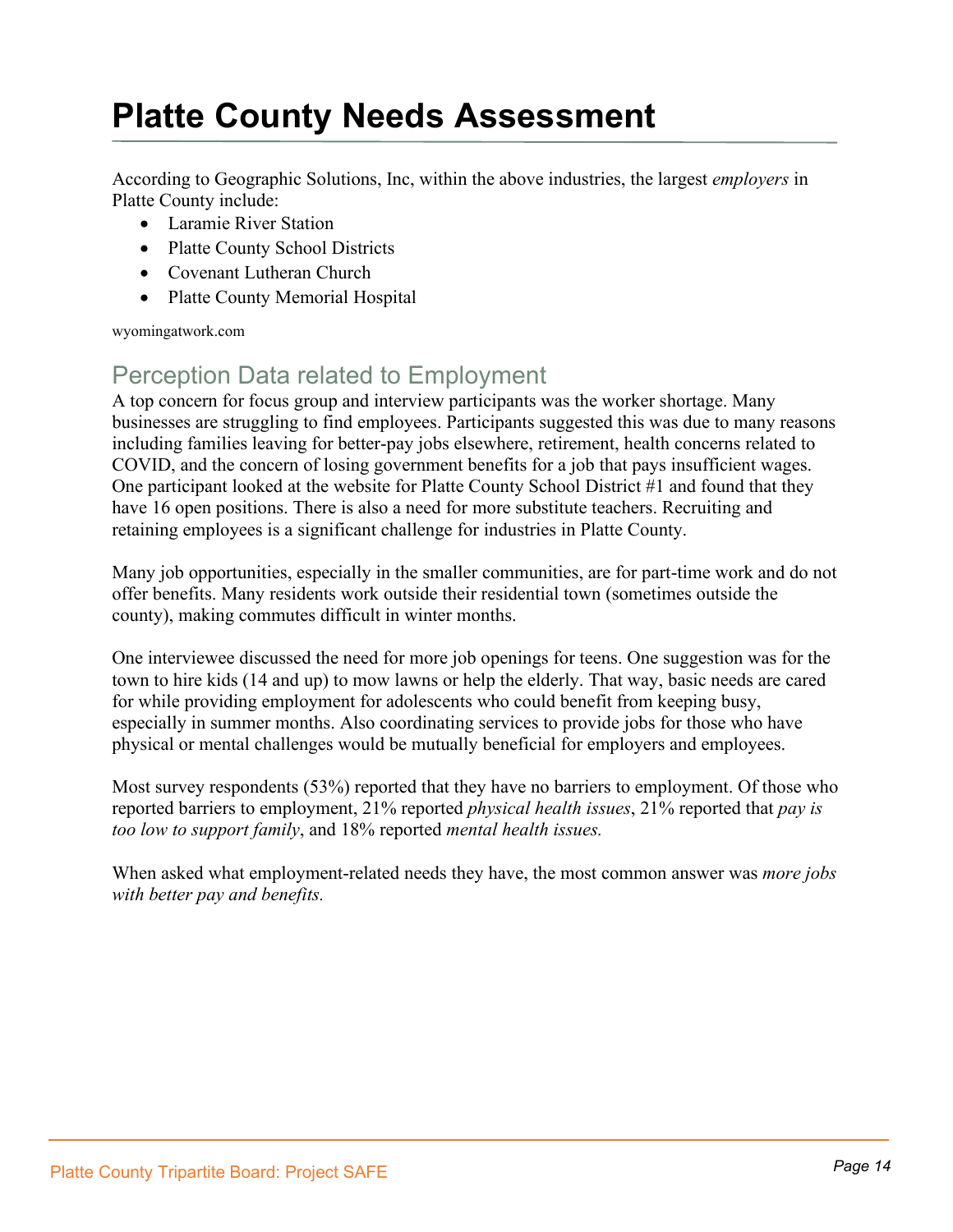# Platte County Needs Assessment

According to Geographic Solutions, Inc, within the above industries, the largest *employers* in Platte County include:

- Laramie River Station
- Platte County School Districts
- Covenant Lutheran Church
- Platte County Memorial Hospital

wyomingatwork.com

## Perception Data related to Employment

A top concern for focus group and interview participants was the worker shortage. Many businesses are struggling to find employees. Participants suggested this was due to many reasons including families leaving for better-pay jobs elsewhere, retirement, health concerns related to COVID, and the concern of losing government benefits for a job that pays insufficient wages. One participant looked at the website for Platte County School District #1 and found that they have 16 open positions. There is also a need for more substitute teachers. Recruiting and retaining employees is a significant challenge for industries in Platte County.

Many job opportunities, especially in the smaller communities, are for part-time work and do not offer benefits. Many residents work outside their residential town (sometimes outside the county), making commutes difficult in winter months.

One interviewee discussed the need for more job openings for teens. One suggestion was for the town to hire kids (14 and up) to mow lawns or help the elderly. That way, basic needs are cared for while providing employment for adolescents who could benefit from keeping busy, especially in summer months. Also coordinating services to provide jobs for those who have physical or mental challenges would be mutually beneficial for employers and employees.

Most survey respondents (53%) reported that they have no barriers to employment. Of those who reported barriers to employment, 21% reported *physical health issues*, 21% reported that *pay is too low to support family*, and 18% reported *mental health issues.*

When asked what employment-related needs they have, the most common answer was *more jobs with better pay and benefits.*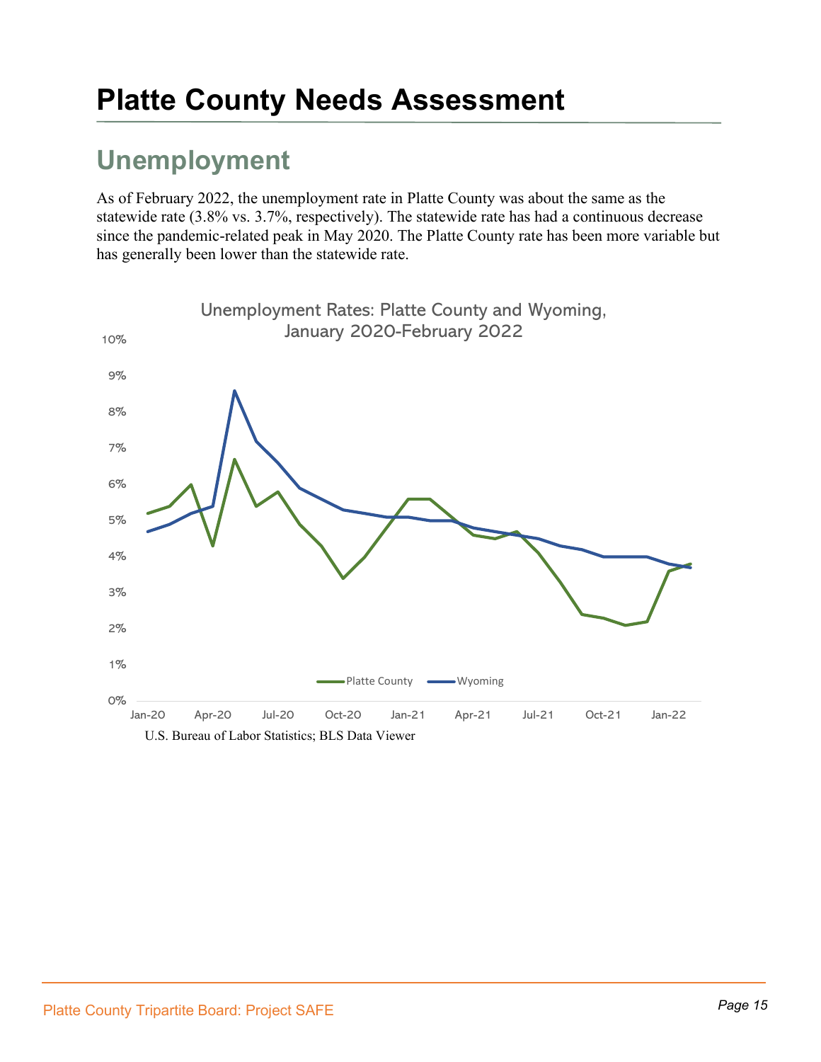# Platte County Needs Assessment

## Unemployment

As of February 2022, the unemployment rate in Platte County was about the same as the statewide rate (3.8% vs. 3.7%, respectively). The statewide rate has had a continuous decrease since the pandemic-related peak in May 2020. The Platte County rate has been more variable but has generally been lower than the statewide rate.

Unemployment Rates: Platte County and Wyoming, January 2020-February 2022

U.S. Bureau of Labor Statistics; BLS Data Viewer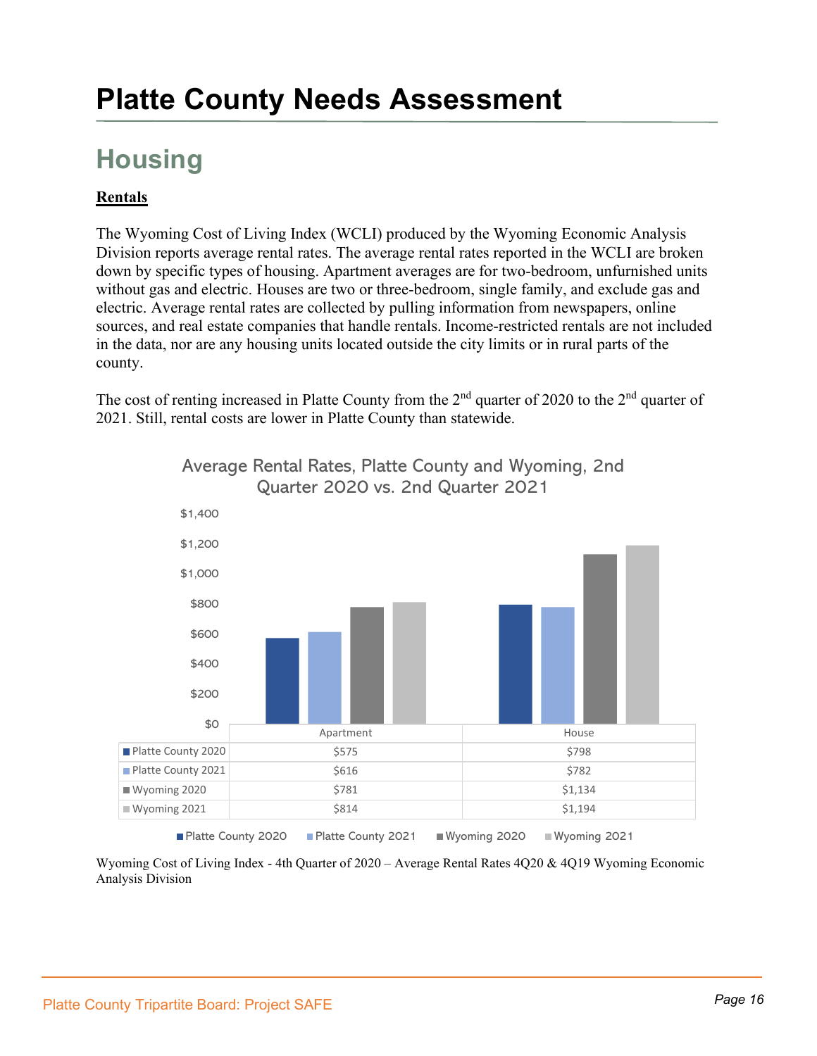# Platte County Needs Assessment

## Housing

**Rentals**

The Wyoming Cost of Living Index (WCLI) produced by the Wyoming Economic Analysis Division reports average rental rates. The average rental rates reported in the WCLI are broken down by specific types of housing. Apartment averages are for two-bedroom, unfurnished units without gas and electric. Houses are two or three-bedroom, single family, and exclude gas and electric. Average rental rates are collected by pulling information from newspapers, online sources, and real estate companies that handle rentals. Income-restricted rentals are not included in the data, nor are any housing units located outside the city limits or in rural parts of the county.

The cost of renting increased in Platte County from the 2nd quarter of 2020 to the 2nd quarter of 2021. Still, rental costs are lower in Platte County than statewide.

**Average Rental Rates, Platte County and Wyoming, 2nd Quarter 2020 vs. 2nd Quarter 2021**

| | Apartment | House |
|---|---|---|
| Platte County 2020 | $575 | $798 |
| Platte County 2021 | $616 | $782 |
| Wyoming 2020 | $781 | $1,134 |
| Wyoming 2021 | $814 | $1,194 |

Wyoming Cost of Living Index - 4th Quarter of 2020 – Average Rental Rates 4Q20 & 4Q19 Wyoming Economic Analysis Division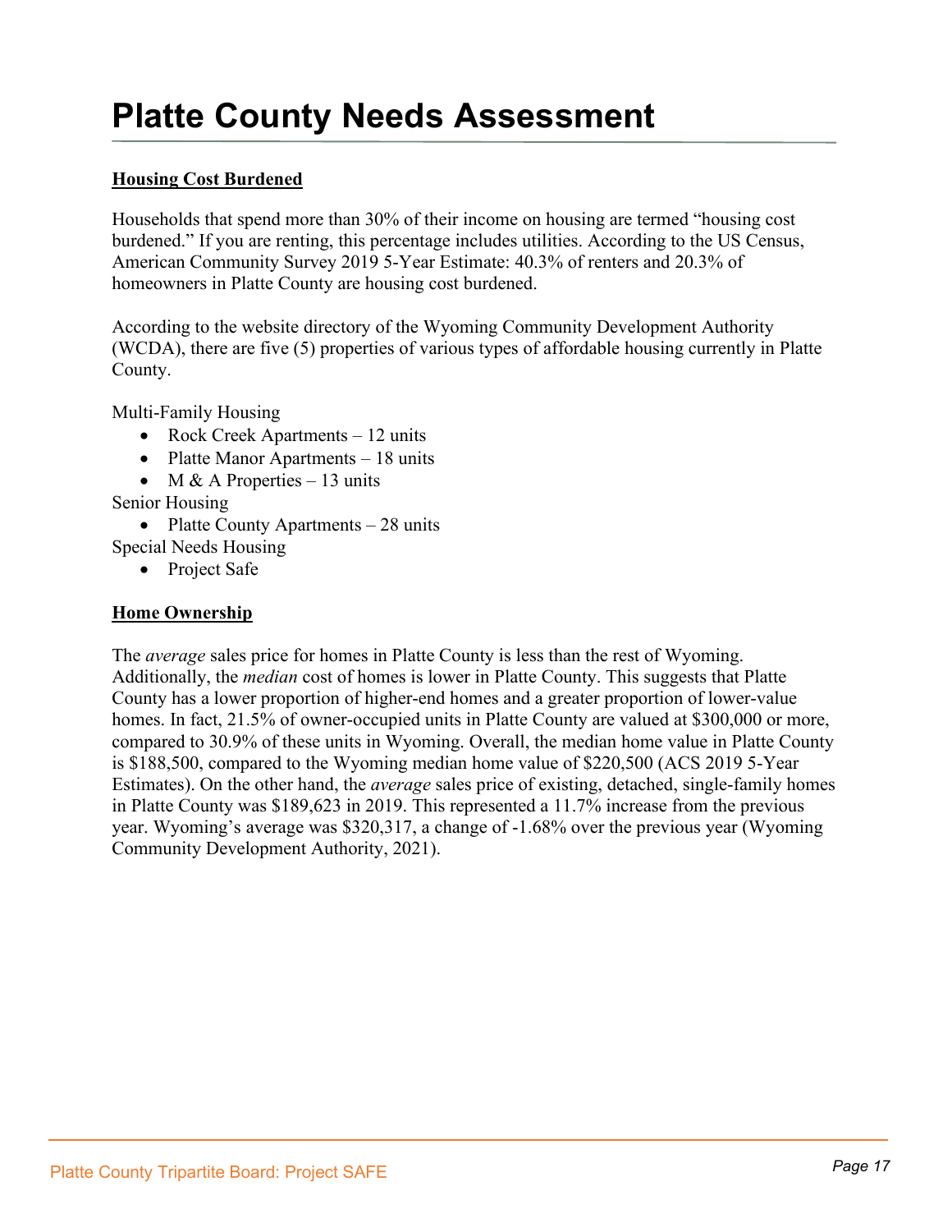# Platte County Needs Assessment

**Housing Cost Burdened**

Households that spend more than 30% of their income on housing are termed "housing cost burdened." If you are renting, this percentage includes utilities. According to the US Census, American Community Survey 2019 5-Year Estimate: 40.3% of renters and 20.3% of homeowners in Platte County are housing cost burdened.

According to the website directory of the Wyoming Community Development Authority (WCDA), there are five (5) properties of various types of affordable housing currently in Platte County.

Multi-Family Housing

- Rock Creek Apartments – 12 units
- Platte Manor Apartments – 18 units
- M & A Properties – 13 units

Senior Housing

- Platte County Apartments – 28 units

Special Needs Housing

- Project Safe

**Home Ownership**

The *average* sales price for homes in Platte County is less than the rest of Wyoming. Additionally, the *median* cost of homes is lower in Platte County. This suggests that Platte County has a lower proportion of higher-end homes and a greater proportion of lower-value homes. In fact, 21.5% of owner-occupied units in Platte County are valued at $300,000 or more, compared to 30.9% of these units in Wyoming. Overall, the median home value in Platte County is $188,500, compared to the Wyoming median home value of $220,500 (ACS 2019 5-Year Estimates). On the other hand, the *average* sales price of existing, detached, single-family homes in Platte County was $189,623 in 2019. This represented a 11.7% increase from the previous year. Wyoming's average was $320,317, a change of -1.68% over the previous year (Wyoming Community Development Authority, 2021).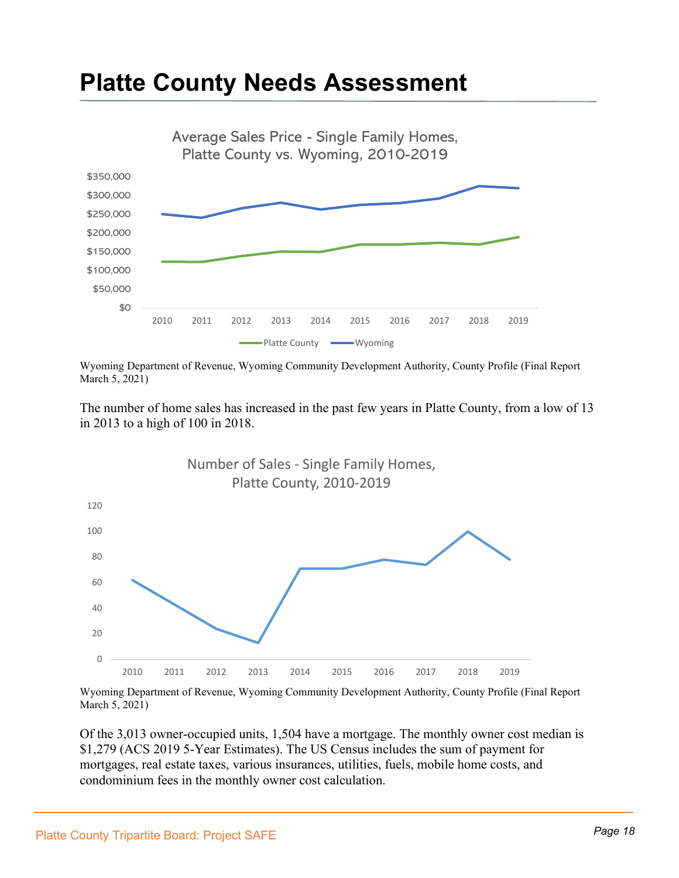# Platte County Needs Assessment

Average Sales Price - Single Family Homes, Platte County vs. Wyoming, 2010-2019

Wyoming Department of Revenue, Wyoming Community Development Authority, County Profile (Final Report March 5, 2021)

The number of home sales has increased in the past few years in Platte County, from a low of 13 in 2013 to a high of 100 in 2018.

Number of Sales - Single Family Homes, Platte County, 2010-2019

Wyoming Department of Revenue, Wyoming Community Development Authority, County Profile (Final Report March 5, 2021)

Of the 3,013 owner-occupied units, 1,504 have a mortgage. The monthly owner cost median is $1,279 (ACS 2019 5-Year Estimates). The US Census includes the sum of payment for mortgages, real estate taxes, various insurances, utilities, fuels, mobile home costs, and condominium fees in the monthly owner cost calculation.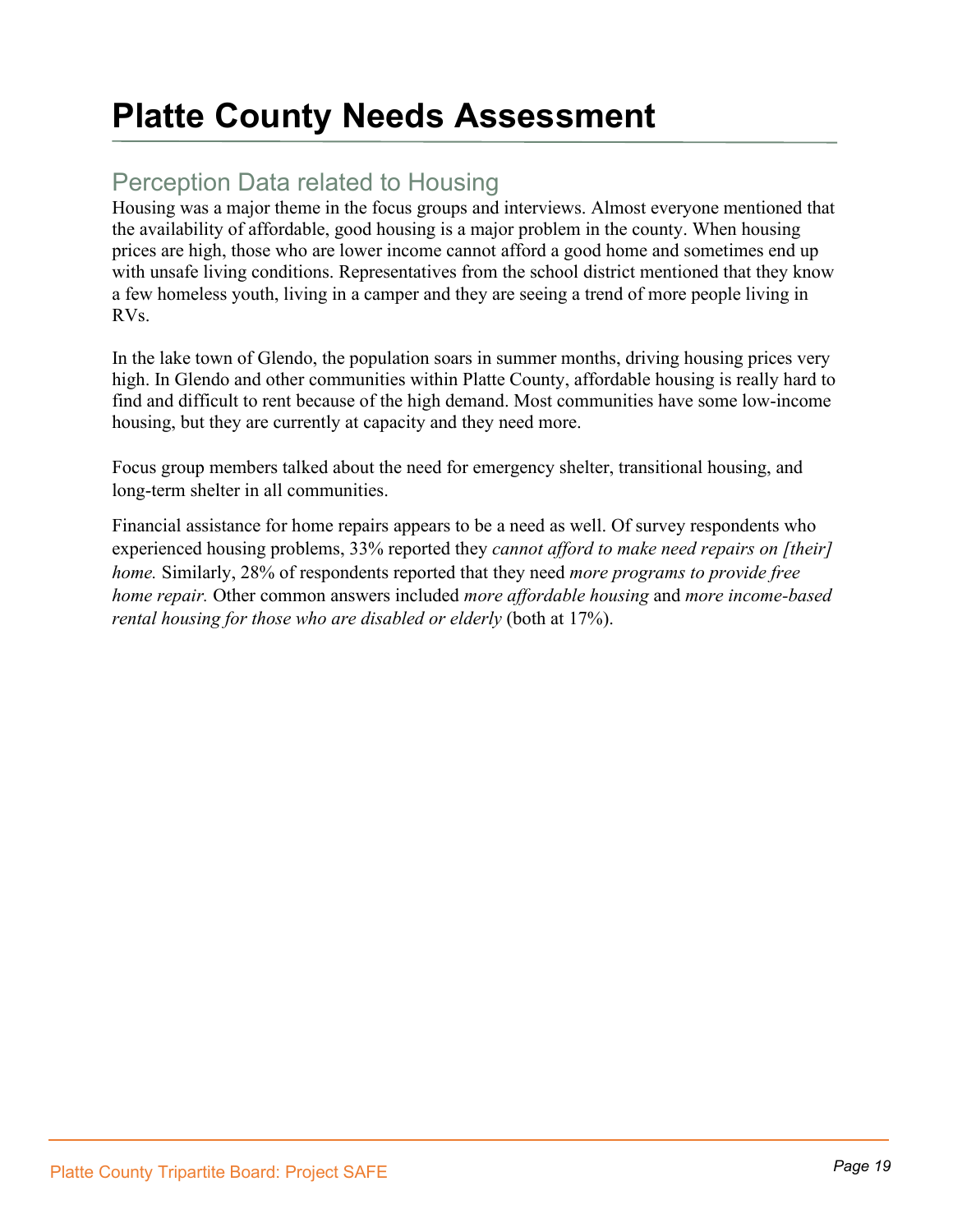# Platte County Needs Assessment

## Perception Data related to Housing

Housing was a major theme in the focus groups and interviews. Almost everyone mentioned that the availability of affordable, good housing is a major problem in the county. When housing prices are high, those who are lower income cannot afford a good home and sometimes end up with unsafe living conditions. Representatives from the school district mentioned that they know a few homeless youth, living in a camper and they are seeing a trend of more people living in RVs.

In the lake town of Glendo, the population soars in summer months, driving housing prices very high. In Glendo and other communities within Platte County, affordable housing is really hard to find and difficult to rent because of the high demand. Most communities have some low-income housing, but they are currently at capacity and they need more.

Focus group members talked about the need for emergency shelter, transitional housing, and long-term shelter in all communities.

Financial assistance for home repairs appears to be a need as well. Of survey respondents who experienced housing problems, 33% reported they *cannot afford to make need repairs on [their] home.* Similarly, 28% of respondents reported that they need *more programs to provide free home repair.* Other common answers included *more affordable housing* and *more income-based rental housing for those who are disabled or elderly* (both at 17%).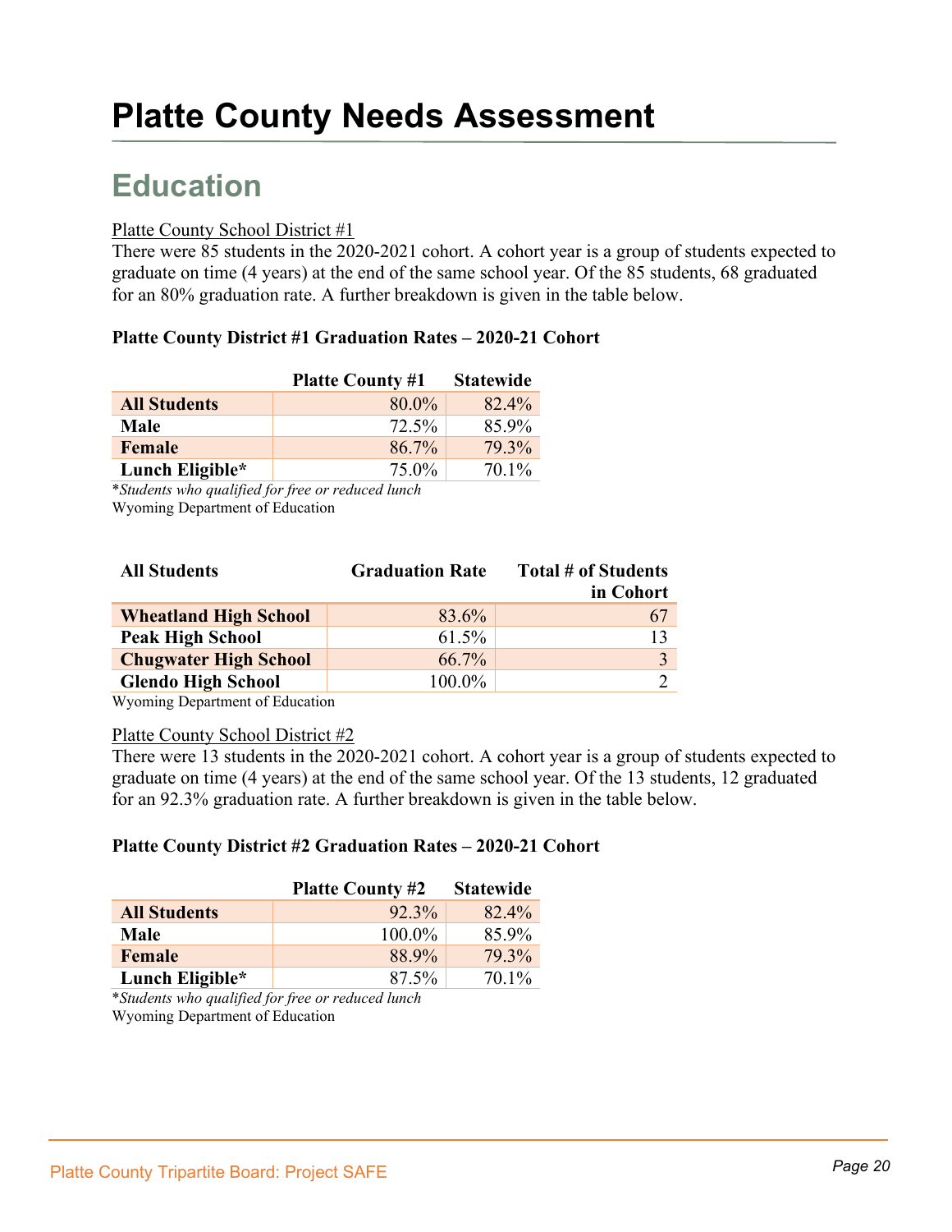# Platte County Needs Assessment

## Education

Platte County School District #1

There were 85 students in the 2020-2021 cohort. A cohort year is a group of students expected to graduate on time (4 years) at the end of the same school year. Of the 85 students, 68 graduated for an 80% graduation rate. A further breakdown is given in the table below.

**Platte County District #1 Graduation Rates – 2020-21 Cohort**

| | Platte County #1 | Statewide |
|---|---|---|
| **All Students** | 80.0% | 82.4% |
| **Male** | 72.5% | 85.9% |
| **Female** | 86.7% | 79.3% |
| **Lunch Eligible*** | 75.0% | 70.1% |

**Students who qualified for free or reduced lunch*

Wyoming Department of Education

| All Students | Graduation Rate | Total # of Students in Cohort |
|---|---|---|
| **Wheatland High School** | 83.6% | 67 |
| **Peak High School** | 61.5% | 13 |
| **Chugwater High School** | 66.7% | 3 |
| **Glendo High School** | 100.0% | 2 |

Wyoming Department of Education

Platte County School District #2

There were 13 students in the 2020-2021 cohort. A cohort year is a group of students expected to graduate on time (4 years) at the end of the same school year. Of the 13 students, 12 graduated for an 92.3% graduation rate. A further breakdown is given in the table below.

**Platte County District #2 Graduation Rates – 2020-21 Cohort**

| | Platte County #2 | Statewide |
|---|---|---|
| **All Students** | 92.3% | 82.4% |
| **Male** | 100.0% | 85.9% |
| **Female** | 88.9% | 79.3% |
| **Lunch Eligible*** | 87.5% | 70.1% |

**Students who qualified for free or reduced lunch*

Wyoming Department of Education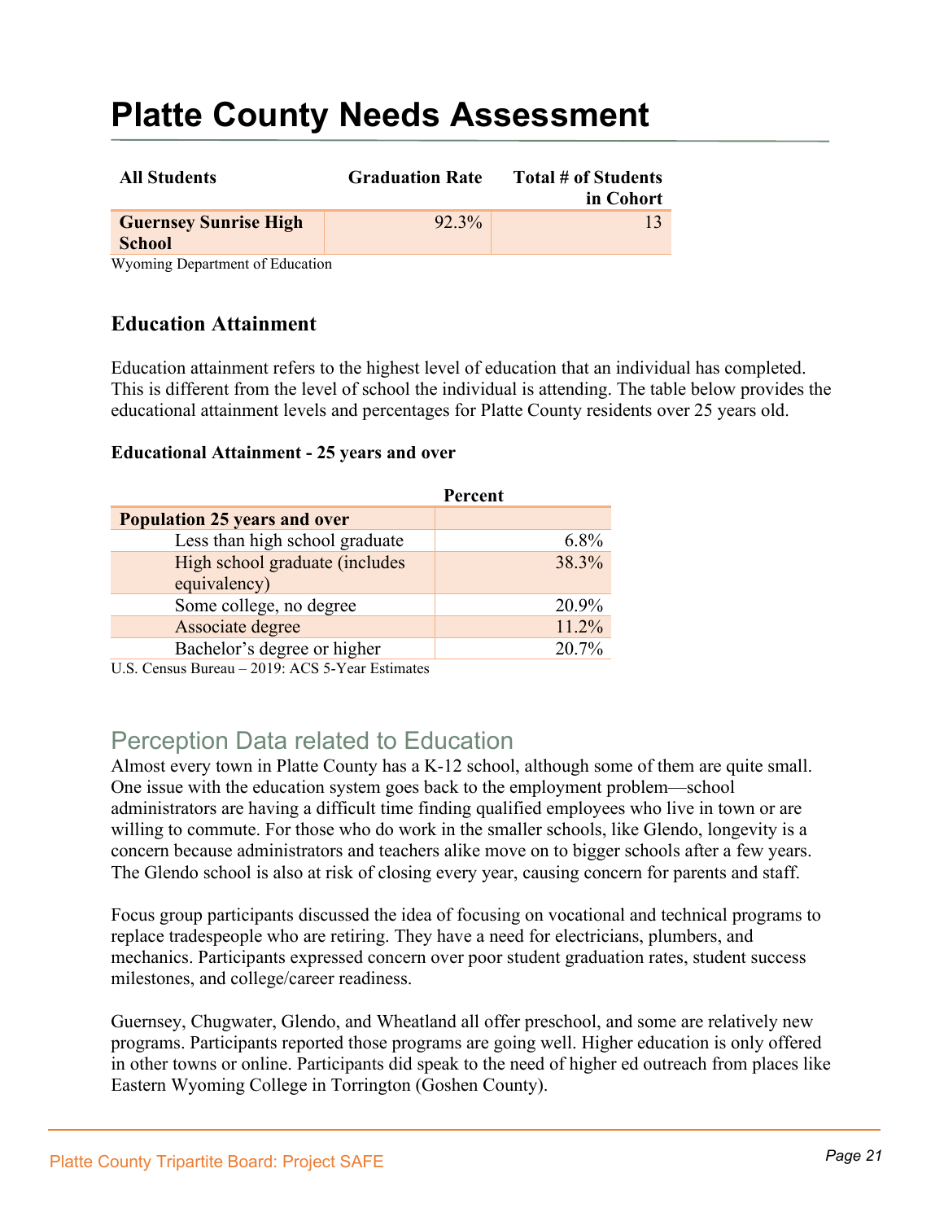# Platte County Needs Assessment

| All Students | Graduation Rate | Total # of Students in Cohort |
|---|---|---|
| **Guernsey Sunrise High School** | 92.3% | 13 |

Wyoming Department of Education

### Education Attainment

Education attainment refers to the highest level of education that an individual has completed. This is different from the level of school the individual is attending. The table below provides the educational attainment levels and percentages for Platte County residents over 25 years old.

**Educational Attainment - 25 years and over**

| | Percent |
|---|---|
| **Population 25 years and over** | |
| Less than high school graduate | 6.8% |
| High school graduate (includes equivalency) | 38.3% |
| Some college, no degree | 20.9% |
| Associate degree | 11.2% |
| Bachelor's degree or higher | 20.7% |

U.S. Census Bureau – 2019: ACS 5-Year Estimates

## Perception Data related to Education

Almost every town in Platte County has a K-12 school, although some of them are quite small. One issue with the education system goes back to the employment problem—school administrators are having a difficult time finding qualified employees who live in town or are willing to commute. For those who do work in the smaller schools, like Glendo, longevity is a concern because administrators and teachers alike move on to bigger schools after a few years. The Glendo school is also at risk of closing every year, causing concern for parents and staff.

Focus group participants discussed the idea of focusing on vocational and technical programs to replace tradespeople who are retiring. They have a need for electricians, plumbers, and mechanics. Participants expressed concern over poor student graduation rates, student success milestones, and college/career readiness.

Guernsey, Chugwater, Glendo, and Wheatland all offer preschool, and some are relatively new programs. Participants reported those programs are going well. Higher education is only offered in other towns or online. Participants did speak to the need of higher ed outreach from places like Eastern Wyoming College in Torrington (Goshen County).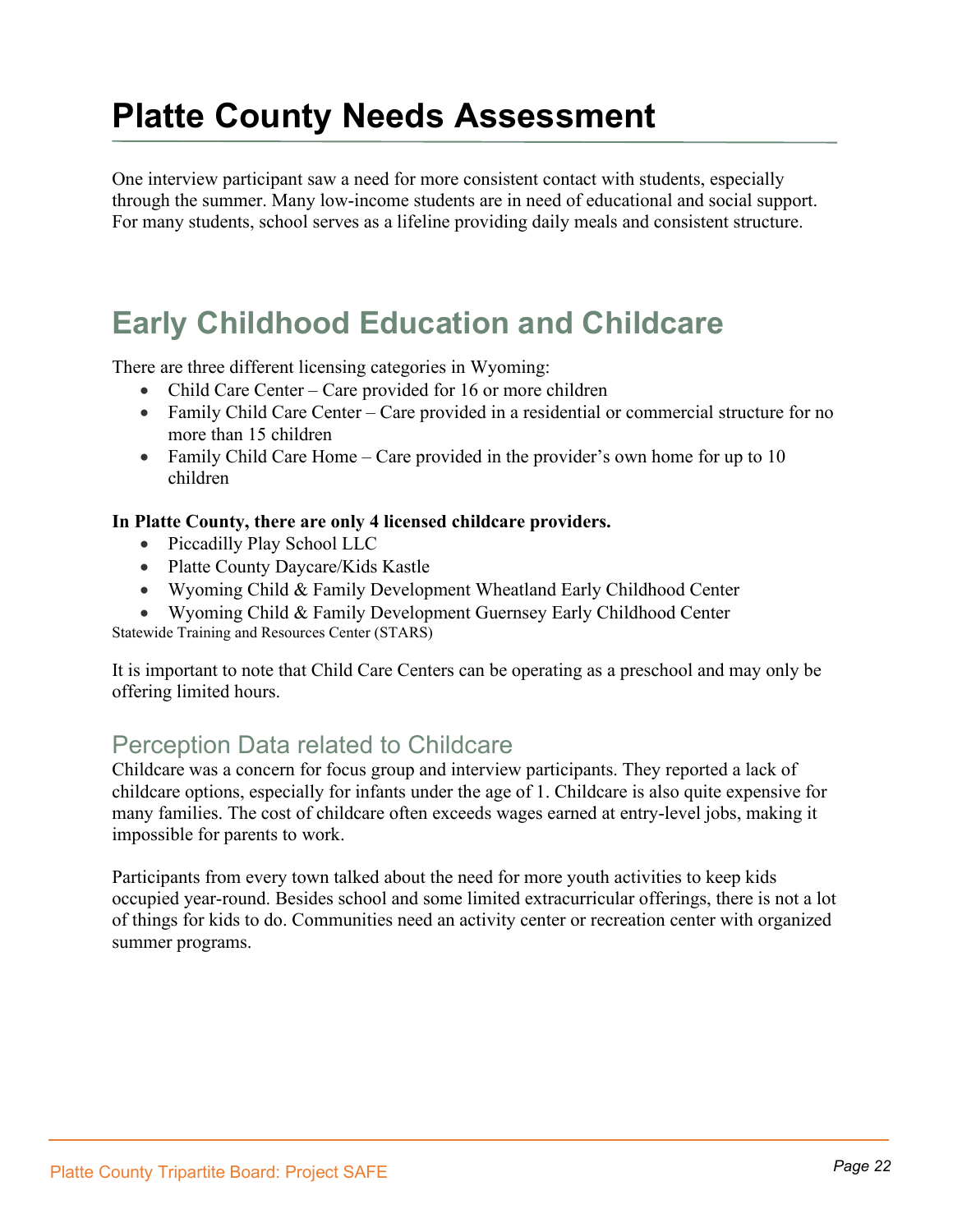# Platte County Needs Assessment

One interview participant saw a need for more consistent contact with students, especially through the summer. Many low-income students are in need of educational and social support. For many students, school serves as a lifeline providing daily meals and consistent structure.

## Early Childhood Education and Childcare

There are three different licensing categories in Wyoming:

- Child Care Center – Care provided for 16 or more children
- Family Child Care Center – Care provided in a residential or commercial structure for no more than 15 children
- Family Child Care Home – Care provided in the provider's own home for up to 10 children

**In Platte County, there are only 4 licensed childcare providers.**

- Piccadilly Play School LLC
- Platte County Daycare/Kids Kastle
- Wyoming Child & Family Development Wheatland Early Childhood Center
- Wyoming Child & Family Development Guernsey Early Childhood Center

Statewide Training and Resources Center (STARS)

It is important to note that Child Care Centers can be operating as a preschool and may only be offering limited hours.

### Perception Data related to Childcare

Childcare was a concern for focus group and interview participants. They reported a lack of childcare options, especially for infants under the age of 1. Childcare is also quite expensive for many families. The cost of childcare often exceeds wages earned at entry-level jobs, making it impossible for parents to work.

Participants from every town talked about the need for more youth activities to keep kids occupied year-round. Besides school and some limited extracurricular offerings, there is not a lot of things for kids to do. Communities need an activity center or recreation center with organized summer programs.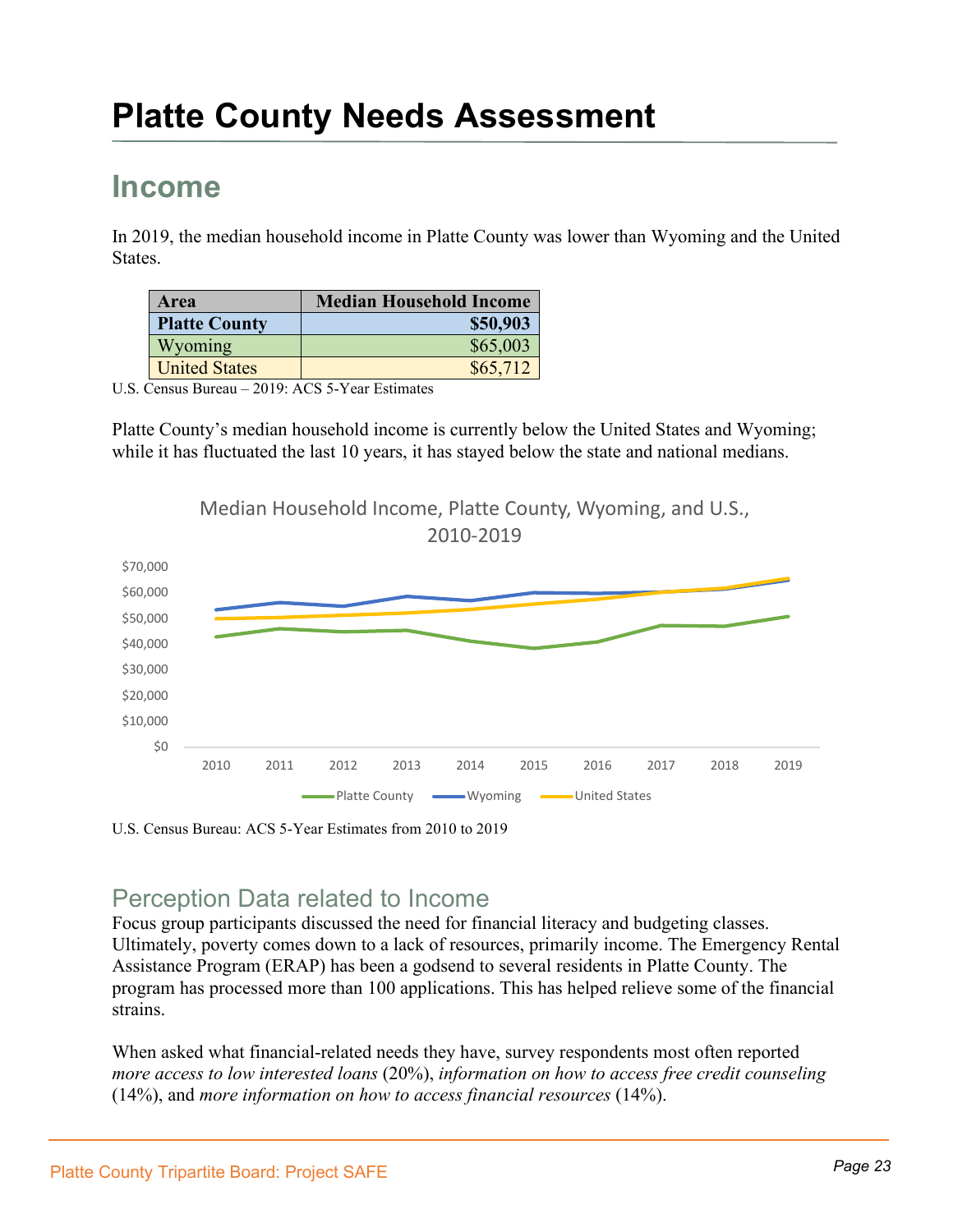# Platte County Needs Assessment

## Income

In 2019, the median household income in Platte County was lower than Wyoming and the United States.

| Area | Median Household Income |
|---|---|
| **Platte County** | **$50,903** |
| Wyoming | $65,003 |
| United States | $65,712 |

U.S. Census Bureau – 2019: ACS 5-Year Estimates

Platte County's median household income is currently below the United States and Wyoming; while it has fluctuated the last 10 years, it has stayed below the state and national medians.

Median Household Income, Platte County, Wyoming, and U.S., 2010-2019

U.S. Census Bureau: ACS 5-Year Estimates from 2010 to 2019

### Perception Data related to Income

Focus group participants discussed the need for financial literacy and budgeting classes. Ultimately, poverty comes down to a lack of resources, primarily income. The Emergency Rental Assistance Program (ERAP) has been a godsend to several residents in Platte County. The program has processed more than 100 applications. This has helped relieve some of the financial strains.

When asked what financial-related needs they have, survey respondents most often reported *more access to low interested loans* (20%), *information on how to access free credit counseling* (14%), and *more information on how to access financial resources* (14%).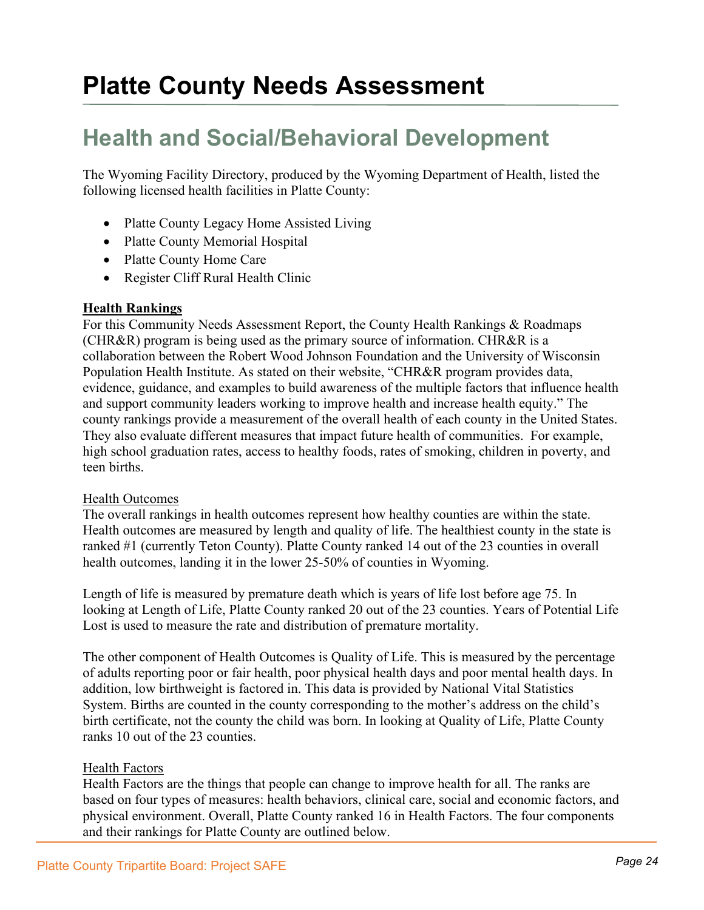# Platte County Needs Assessment

## Health and Social/Behavioral Development

The Wyoming Facility Directory, produced by the Wyoming Department of Health, listed the following licensed health facilities in Platte County:

- Platte County Legacy Home Assisted Living
- Platte County Memorial Hospital
- Platte County Home Care
- Register Cliff Rural Health Clinic

**Health Rankings**

For this Community Needs Assessment Report, the County Health Rankings & Roadmaps (CHR&R) program is being used as the primary source of information. CHR&R is a collaboration between the Robert Wood Johnson Foundation and the University of Wisconsin Population Health Institute. As stated on their website, "CHR&R program provides data, evidence, guidance, and examples to build awareness of the multiple factors that influence health and support community leaders working to improve health and increase health equity." The county rankings provide a measurement of the overall health of each county in the United States. They also evaluate different measures that impact future health of communities. For example, high school graduation rates, access to healthy foods, rates of smoking, children in poverty, and teen births.

Health Outcomes

The overall rankings in health outcomes represent how healthy counties are within the state. Health outcomes are measured by length and quality of life. The healthiest county in the state is ranked #1 (currently Teton County). Platte County ranked 14 out of the 23 counties in overall health outcomes, landing it in the lower 25-50% of counties in Wyoming.

Length of life is measured by premature death which is years of life lost before age 75. In looking at Length of Life, Platte County ranked 20 out of the 23 counties. Years of Potential Life Lost is used to measure the rate and distribution of premature mortality.

The other component of Health Outcomes is Quality of Life. This is measured by the percentage of adults reporting poor or fair health, poor physical health days and poor mental health days. In addition, low birthweight is factored in. This data is provided by National Vital Statistics System. Births are counted in the county corresponding to the mother's address on the child's birth certificate, not the county the child was born. In looking at Quality of Life, Platte County ranks 10 out of the 23 counties.

Health Factors

Health Factors are the things that people can change to improve health for all. The ranks are based on four types of measures: health behaviors, clinical care, social and economic factors, and physical environment. Overall, Platte County ranked 16 in Health Factors. The four components and their rankings for Platte County are outlined below.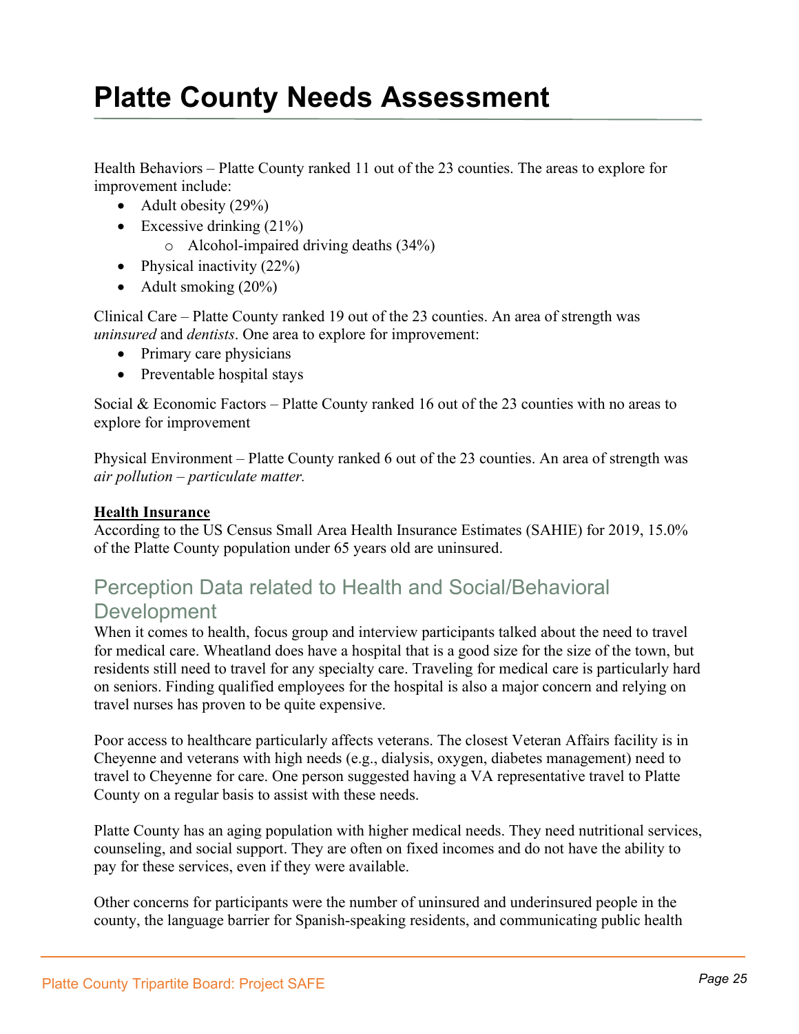# Platte County Needs Assessment

Health Behaviors – Platte County ranked 11 out of the 23 counties. The areas to explore for improvement include:

- Adult obesity (29%)
- Excessive drinking (21%)
  - Alcohol-impaired driving deaths (34%)
- Physical inactivity (22%)
- Adult smoking (20%)

Clinical Care – Platte County ranked 19 out of the 23 counties. An area of strength was *uninsured* and *dentists*. One area to explore for improvement:

- Primary care physicians
- Preventable hospital stays

Social & Economic Factors – Platte County ranked 16 out of the 23 counties with no areas to explore for improvement

Physical Environment – Platte County ranked 6 out of the 23 counties. An area of strength was *air pollution – particulate matter.*

**Health Insurance**

According to the US Census Small Area Health Insurance Estimates (SAHIE) for 2019, 15.0% of the Platte County population under 65 years old are uninsured.

## Perception Data related to Health and Social/Behavioral Development

When it comes to health, focus group and interview participants talked about the need to travel for medical care. Wheatland does have a hospital that is a good size for the size of the town, but residents still need to travel for any specialty care. Traveling for medical care is particularly hard on seniors. Finding qualified employees for the hospital is also a major concern and relying on travel nurses has proven to be quite expensive.

Poor access to healthcare particularly affects veterans. The closest Veteran Affairs facility is in Cheyenne and veterans with high needs (e.g., dialysis, oxygen, diabetes management) need to travel to Cheyenne for care. One person suggested having a VA representative travel to Platte County on a regular basis to assist with these needs.

Platte County has an aging population with higher medical needs. They need nutritional services, counseling, and social support. They are often on fixed incomes and do not have the ability to pay for these services, even if they were available.

Other concerns for participants were the number of uninsured and underinsured people in the county, the language barrier for Spanish-speaking residents, and communicating public health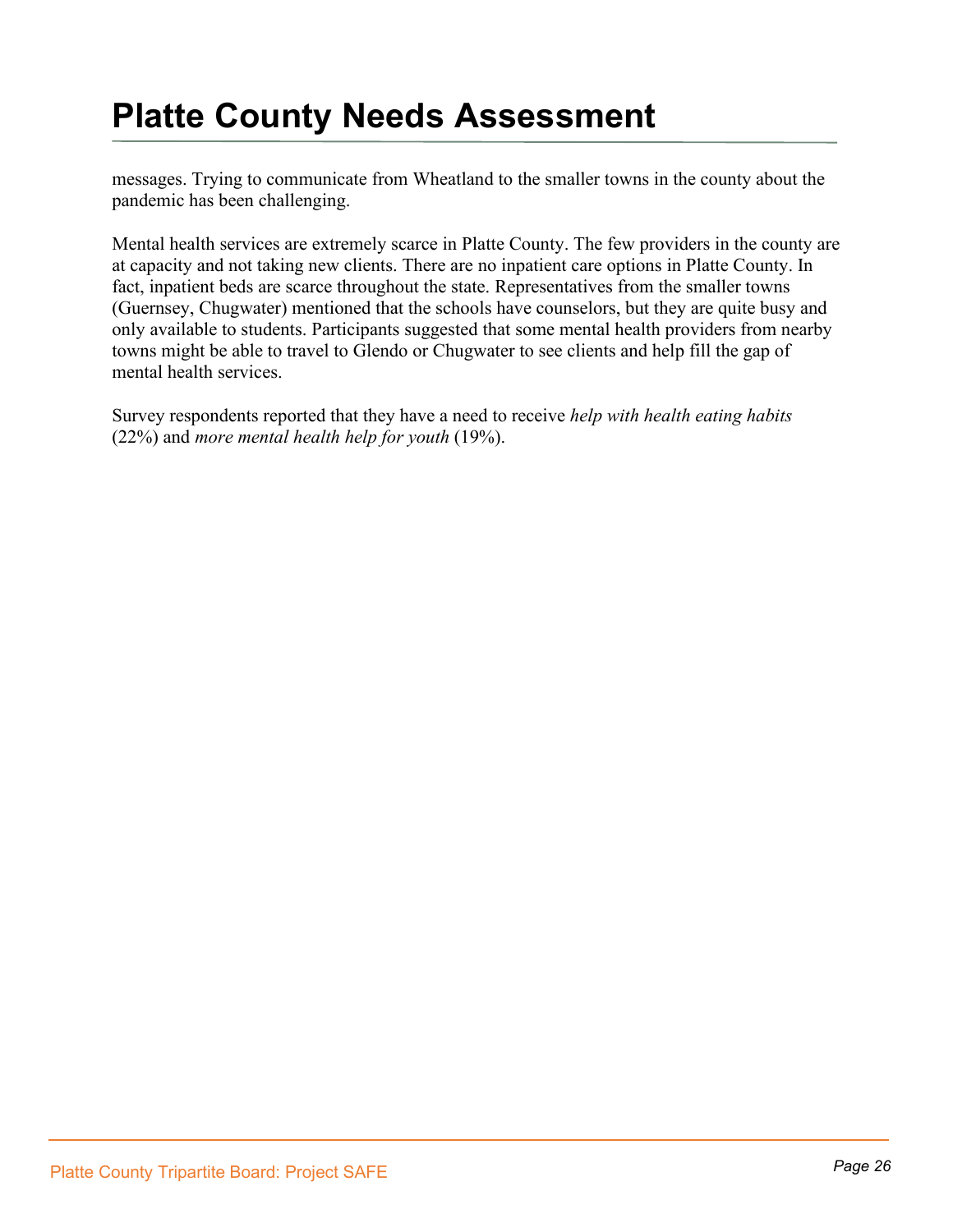messages. Trying to communicate from Wheatland to the smaller towns in the county about the pandemic has been challenging.

Mental health services are extremely scarce in Platte County. The few providers in the county are at capacity and not taking new clients. There are no inpatient care options in Platte County. In fact, inpatient beds are scarce throughout the state. Representatives from the smaller towns (Guernsey, Chugwater) mentioned that the schools have counselors, but they are quite busy and only available to students. Participants suggested that some mental health providers from nearby towns might be able to travel to Glendo or Chugwater to see clients and help fill the gap of mental health services.

Survey respondents reported that they have a need to receive *help with health eating habits* (22%) and *more mental health help for youth* (19%).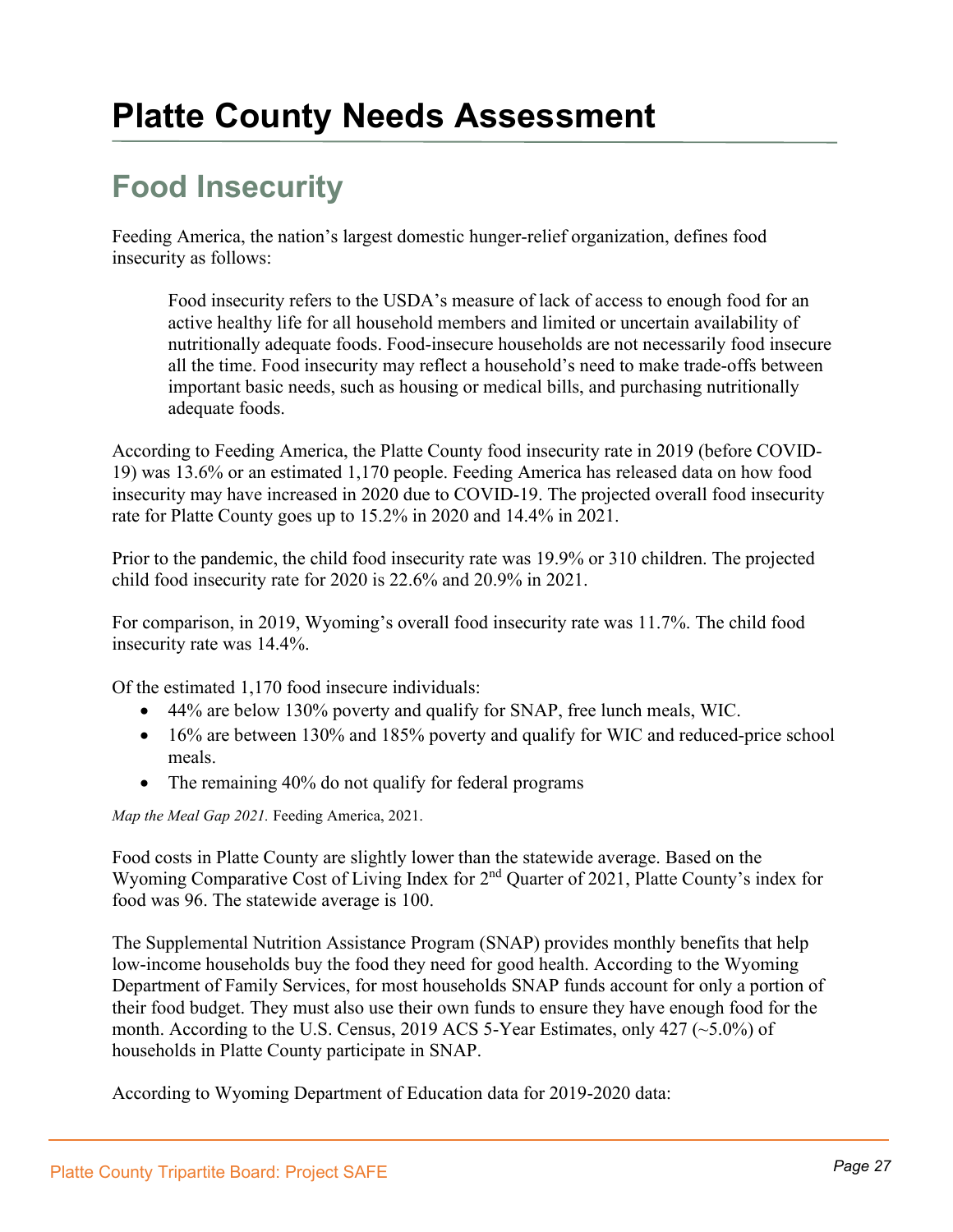# Platte County Needs Assessment

## Food Insecurity

Feeding America, the nation's largest domestic hunger-relief organization, defines food insecurity as follows:

> Food insecurity refers to the USDA's measure of lack of access to enough food for an active healthy life for all household members and limited or uncertain availability of nutritionally adequate foods. Food-insecure households are not necessarily food insecure all the time. Food insecurity may reflect a household's need to make trade-offs between important basic needs, such as housing or medical bills, and purchasing nutritionally adequate foods.

According to Feeding America, the Platte County food insecurity rate in 2019 (before COVID-19) was 13.6% or an estimated 1,170 people. Feeding America has released data on how food insecurity may have increased in 2020 due to COVID-19. The projected overall food insecurity rate for Platte County goes up to 15.2% in 2020 and 14.4% in 2021.

Prior to the pandemic, the child food insecurity rate was 19.9% or 310 children. The projected child food insecurity rate for 2020 is 22.6% and 20.9% in 2021.

For comparison, in 2019, Wyoming's overall food insecurity rate was 11.7%. The child food insecurity rate was 14.4%.

Of the estimated 1,170 food insecure individuals:

- 44% are below 130% poverty and qualify for SNAP, free lunch meals, WIC.
- 16% are between 130% and 185% poverty and qualify for WIC and reduced-price school meals.
- The remaining 40% do not qualify for federal programs

*Map the Meal Gap 2021.* Feeding America, 2021.

Food costs in Platte County are slightly lower than the statewide average. Based on the Wyoming Comparative Cost of Living Index for 2nd Quarter of 2021, Platte County's index for food was 96. The statewide average is 100.

The Supplemental Nutrition Assistance Program (SNAP) provides monthly benefits that help low-income households buy the food they need for good health. According to the Wyoming Department of Family Services, for most households SNAP funds account for only a portion of their food budget. They must also use their own funds to ensure they have enough food for the month. According to the U.S. Census, 2019 ACS 5-Year Estimates, only 427 (~5.0%) of households in Platte County participate in SNAP.

According to Wyoming Department of Education data for 2019-2020 data: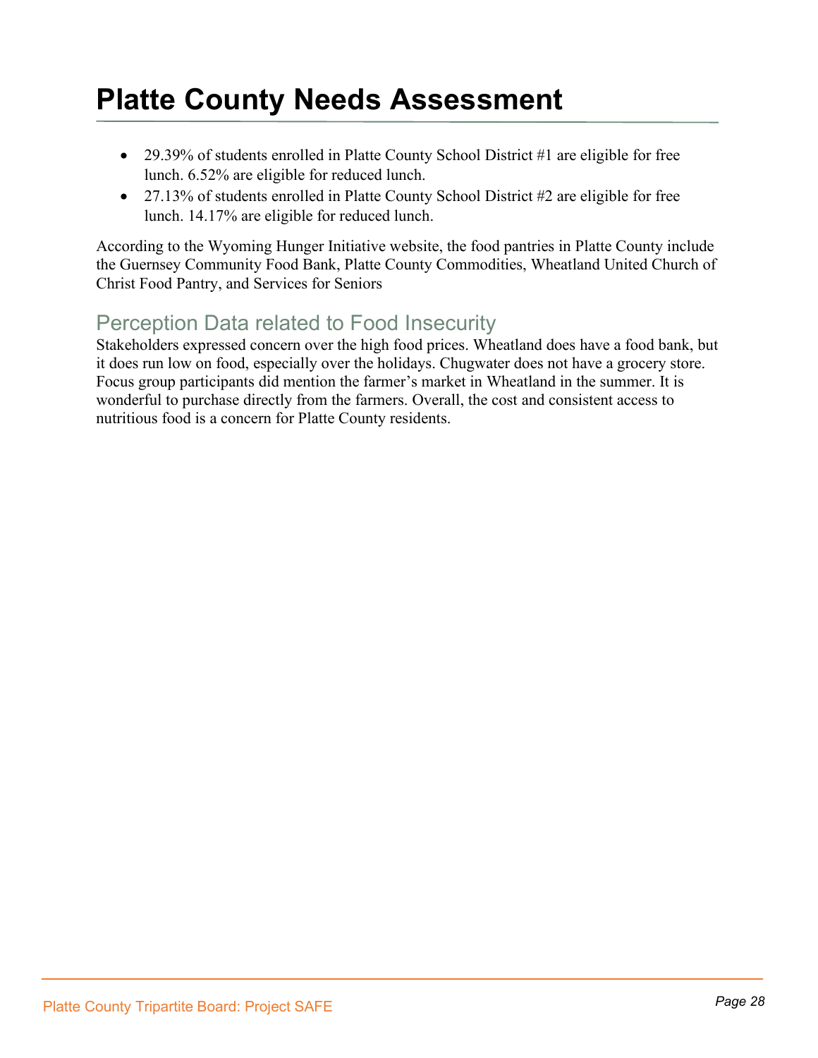# Platte County Needs Assessment

- 29.39% of students enrolled in Platte County School District #1 are eligible for free lunch. 6.52% are eligible for reduced lunch.
- 27.13% of students enrolled in Platte County School District #2 are eligible for free lunch. 14.17% are eligible for reduced lunch.

According to the Wyoming Hunger Initiative website, the food pantries in Platte County include the Guernsey Community Food Bank, Platte County Commodities, Wheatland United Church of Christ Food Pantry, and Services for Seniors

## Perception Data related to Food Insecurity

Stakeholders expressed concern over the high food prices. Wheatland does have a food bank, but it does run low on food, especially over the holidays. Chugwater does not have a grocery store. Focus group participants did mention the farmer's market in Wheatland in the summer. It is wonderful to purchase directly from the farmers. Overall, the cost and consistent access to nutritious food is a concern for Platte County residents.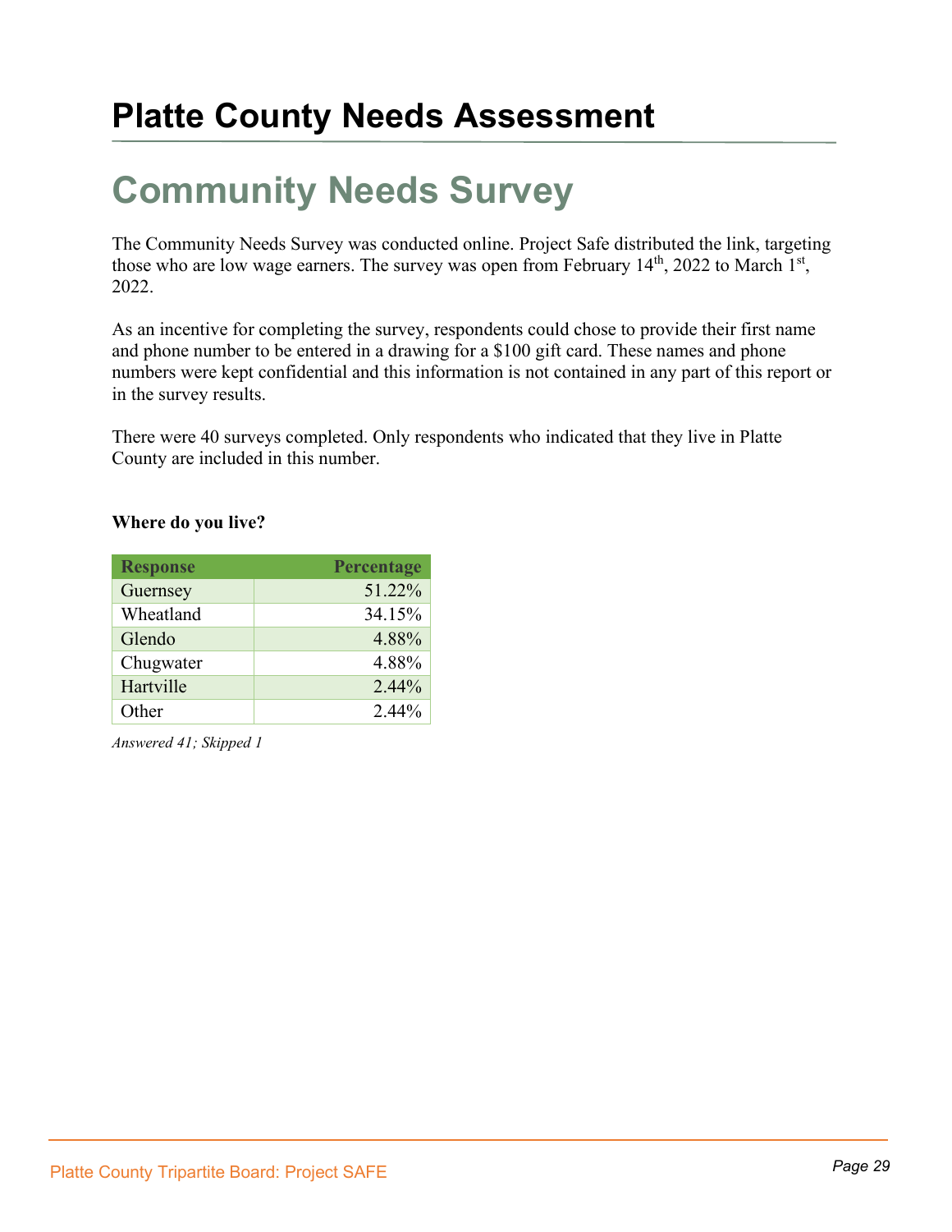# Platte County Needs Assessment

## Community Needs Survey

The Community Needs Survey was conducted online. Project Safe distributed the link, targeting those who are low wage earners. The survey was open from February 14th, 2022 to March 1st, 2022.

As an incentive for completing the survey, respondents could chose to provide their first name and phone number to be entered in a drawing for a $100 gift card. These names and phone numbers were kept confidential and this information is not contained in any part of this report or in the survey results.

There were 40 surveys completed. Only respondents who indicated that they live in Platte County are included in this number.

**Where do you live?**

| Response | Percentage |
|---|---:|
| Guernsey | 51.22% |
| Wheatland | 34.15% |
| Glendo | 4.88% |
| Chugwater | 4.88% |
| Hartville | 2.44% |
| Other | 2.44% |

*Answered 41; Skipped 1*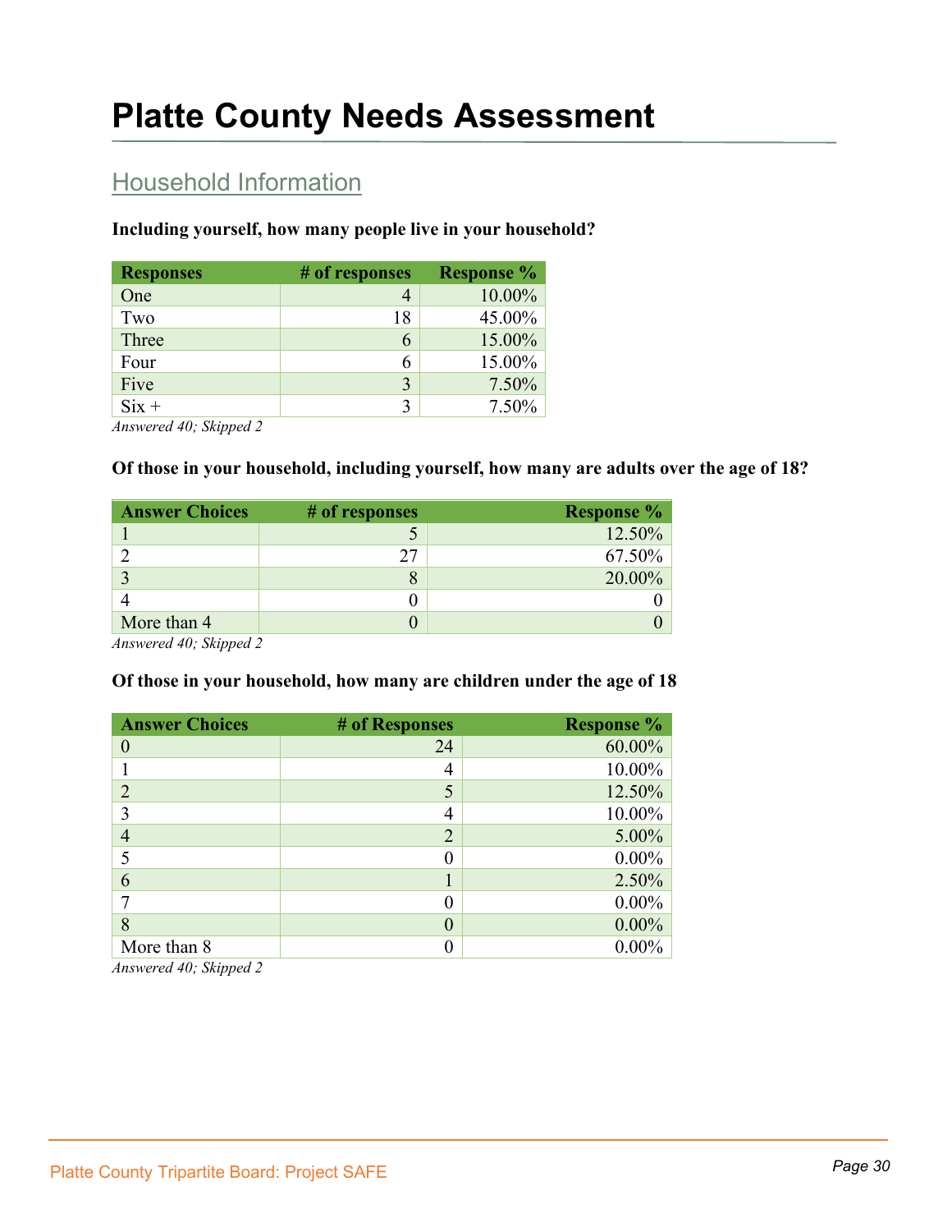# Platte County Needs Assessment

## Household Information

**Including yourself, how many people live in your household?**

| Responses | # of responses | Response % |
|---|---|---|
| One | 4 | 10.00% |
| Two | 18 | 45.00% |
| Three | 6 | 15.00% |
| Four | 6 | 15.00% |
| Five | 3 | 7.50% |
| Six + | 3 | 7.50% |

*Answered 40; Skipped 2*

**Of those in your household, including yourself, how many are adults over the age of 18?**

| Answer Choices | # of responses | Response % |
|---|---|---|
| 1 | 5 | 12.50% |
| 2 | 27 | 67.50% |
| 3 | 8 | 20.00% |
| 4 | 0 | 0 |
| More than 4 | 0 | 0 |

*Answered 40; Skipped 2*

**Of those in your household, how many are children under the age of 18**

| Answer Choices | # of Responses | Response % |
|---|---|---|
| 0 | 24 | 60.00% |
| 1 | 4 | 10.00% |
| 2 | 5 | 12.50% |
| 3 | 4 | 10.00% |
| 4 | 2 | 5.00% |
| 5 | 0 | 0.00% |
| 6 | 1 | 2.50% |
| 7 | 0 | 0.00% |
| 8 | 0 | 0.00% |
| More than 8 | 0 | 0.00% |

*Answered 40; Skipped 2*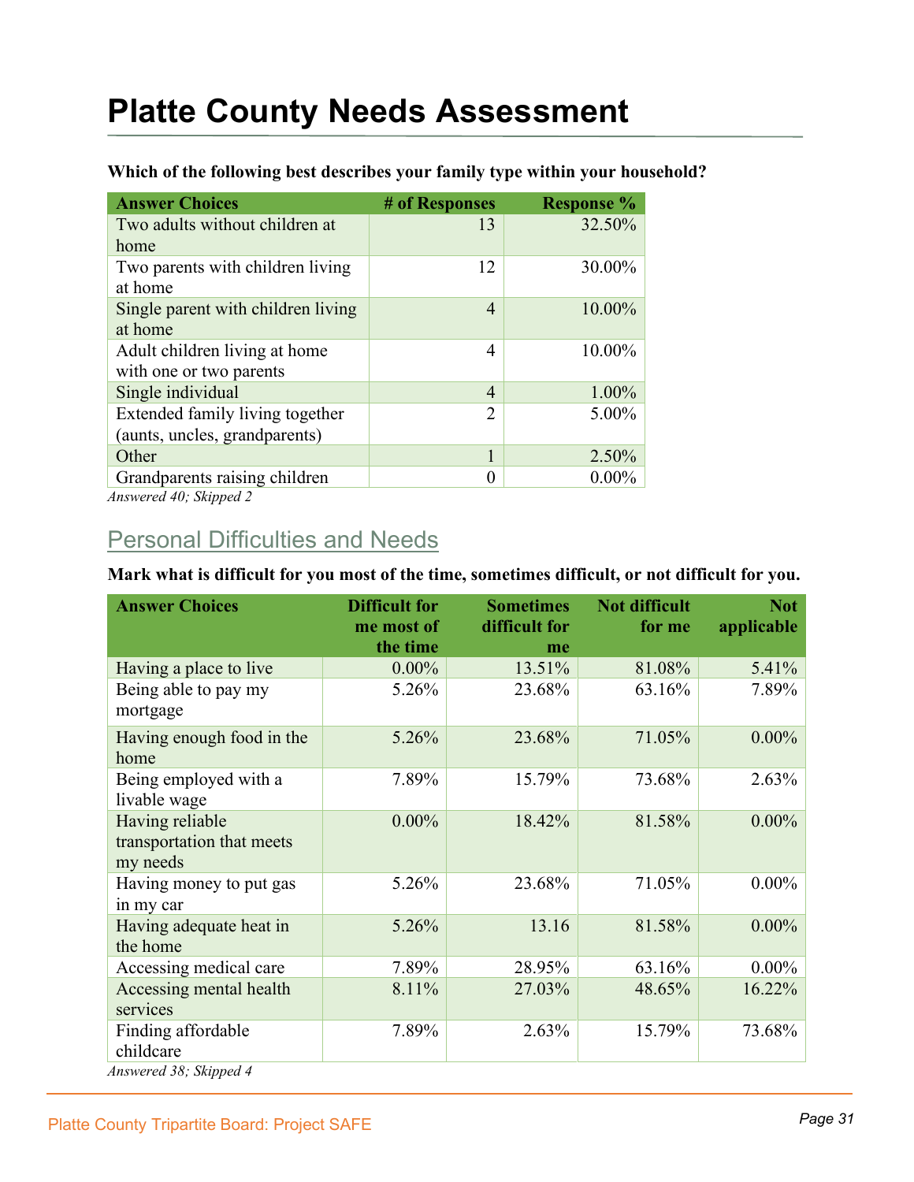# Platte County Needs Assessment

**Which of the following best describes your family type within your household?**

| Answer Choices | # of Responses | Response % |
|---|---|---|
| Two adults without children at home | 13 | 32.50% |
| Two parents with children living at home | 12 | 30.00% |
| Single parent with children living at home | 4 | 10.00% |
| Adult children living at home with one or two parents | 4 | 10.00% |
| Single individual | 4 | 1.00% |
| Extended family living together (aunts, uncles, grandparents) | 2 | 5.00% |
| Other | 1 | 2.50% |
| Grandparents raising children | 0 | 0.00% |

*Answered 40; Skipped 2*

## Personal Difficulties and Needs

**Mark what is difficult for you most of the time, sometimes difficult, or not difficult for you.**

| Answer Choices | Difficult for me most of the time | Sometimes difficult for me | Not difficult for me | Not applicable |
|---|---|---|---|---|
| Having a place to live | 0.00% | 13.51% | 81.08% | 5.41% |
| Being able to pay my mortgage | 5.26% | 23.68% | 63.16% | 7.89% |
| Having enough food in the home | 5.26% | 23.68% | 71.05% | 0.00% |
| Being employed with a livable wage | 7.89% | 15.79% | 73.68% | 2.63% |
| Having reliable transportation that meets my needs | 0.00% | 18.42% | 81.58% | 0.00% |
| Having money to put gas in my car | 5.26% | 23.68% | 71.05% | 0.00% |
| Having adequate heat in the home | 5.26% | 13.16 | 81.58% | 0.00% |
| Accessing medical care | 7.89% | 28.95% | 63.16% | 0.00% |
| Accessing mental health services | 8.11% | 27.03% | 48.65% | 16.22% |
| Finding affordable childcare | 7.89% | 2.63% | 15.79% | 73.68% |

*Answered 38; Skipped 4*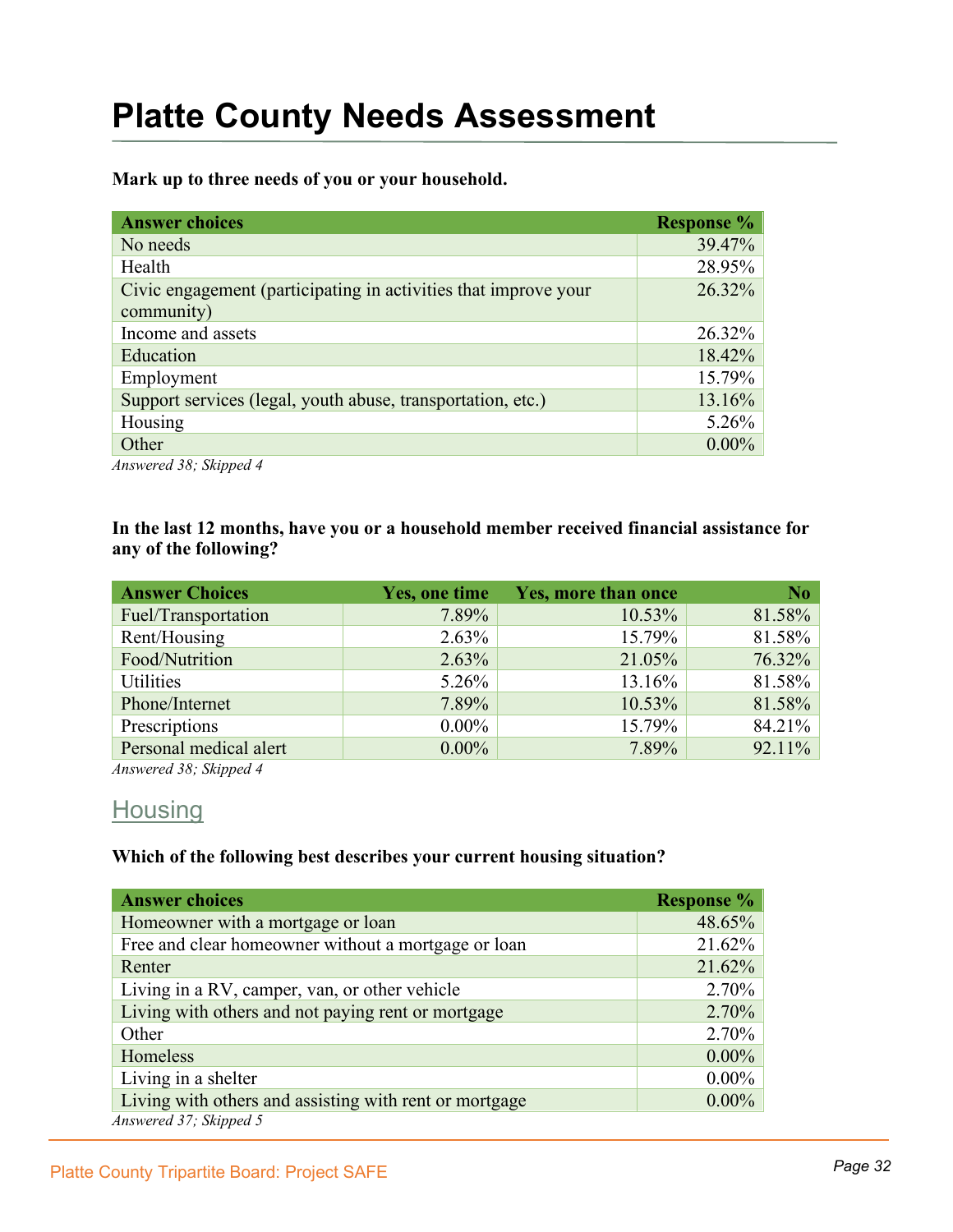# Platte County Needs Assessment

**Mark up to three needs of you or your household.**

| Answer choices | Response % |
|---|---|
| No needs | 39.47% |
| Health | 28.95% |
| Civic engagement (participating in activities that improve your community) | 26.32% |
| Income and assets | 26.32% |
| Education | 18.42% |
| Employment | 15.79% |
| Support services (legal, youth abuse, transportation, etc.) | 13.16% |
| Housing | 5.26% |
| Other | 0.00% |

*Answered 38; Skipped 4*

**In the last 12 months, have you or a household member received financial assistance for any of the following?**

| Answer Choices | Yes, one time | Yes, more than once | No |
|---|---|---|---|
| Fuel/Transportation | 7.89% | 10.53% | 81.58% |
| Rent/Housing | 2.63% | 15.79% | 81.58% |
| Food/Nutrition | 2.63% | 21.05% | 76.32% |
| Utilities | 5.26% | 13.16% | 81.58% |
| Phone/Internet | 7.89% | 10.53% | 81.58% |
| Prescriptions | 0.00% | 15.79% | 84.21% |
| Personal medical alert | 0.00% | 7.89% | 92.11% |

*Answered 38; Skipped 4*

## Housing

**Which of the following best describes your current housing situation?**

| Answer choices | Response % |
|---|---|
| Homeowner with a mortgage or loan | 48.65% |
| Free and clear homeowner without a mortgage or loan | 21.62% |
| Renter | 21.62% |
| Living in a RV, camper, van, or other vehicle | 2.70% |
| Living with others and not paying rent or mortgage | 2.70% |
| Other | 2.70% |
| Homeless | 0.00% |
| Living in a shelter | 0.00% |
| Living with others and assisting with rent or mortgage | 0.00% |

*Answered 37; Skipped 5*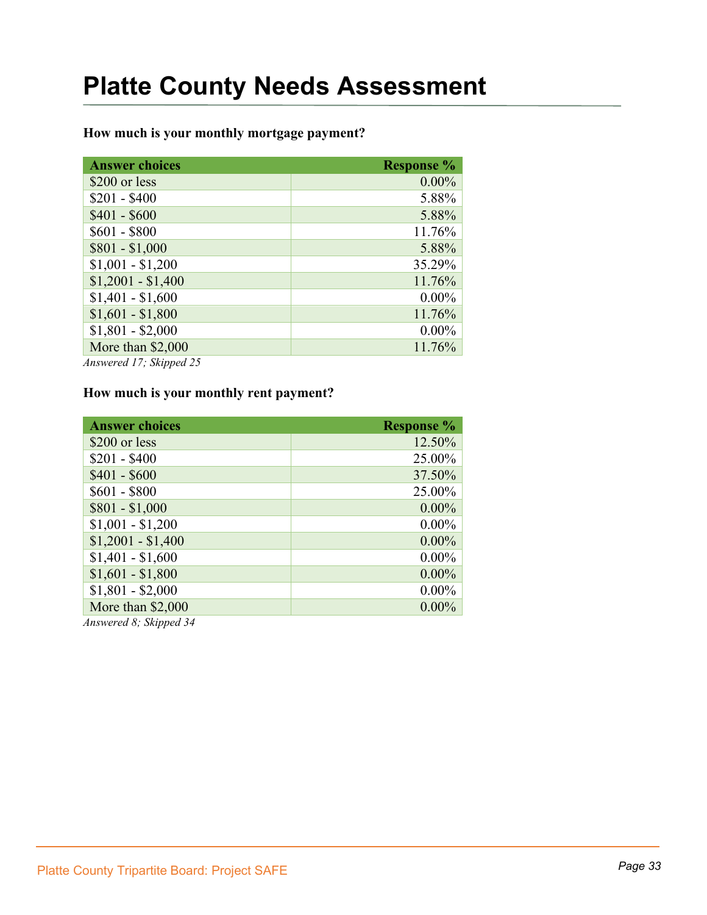# Platte County Needs Assessment

**How much is your monthly mortgage payment?**

| Answer choices | Response % |
|---|---|
| $200 or less | 0.00% |
| $201 - $400 | 5.88% |
| $401 - $600 | 5.88% |
| $601 - $800 | 11.76% |
| $801 - $1,000 | 5.88% |
| $1,001 - $1,200 | 35.29% |
| $1,2001 - $1,400 | 11.76% |
| $1,401 - $1,600 | 0.00% |
| $1,601 - $1,800 | 11.76% |
| $1,801 - $2,000 | 0.00% |
| More than $2,000 | 11.76% |

*Answered 17; Skipped 25*

**How much is your monthly rent payment?**

| Answer choices | Response % |
|---|---|
| $200 or less | 12.50% |
| $201 - $400 | 25.00% |
| $401 - $600 | 37.50% |
| $601 - $800 | 25.00% |
| $801 - $1,000 | 0.00% |
| $1,001 - $1,200 | 0.00% |
| $1,2001 - $1,400 | 0.00% |
| $1,401 - $1,600 | 0.00% |
| $1,601 - $1,800 | 0.00% |
| $1,801 - $2,000 | 0.00% |
| More than $2,000 | 0.00% |

*Answered 8; Skipped 34*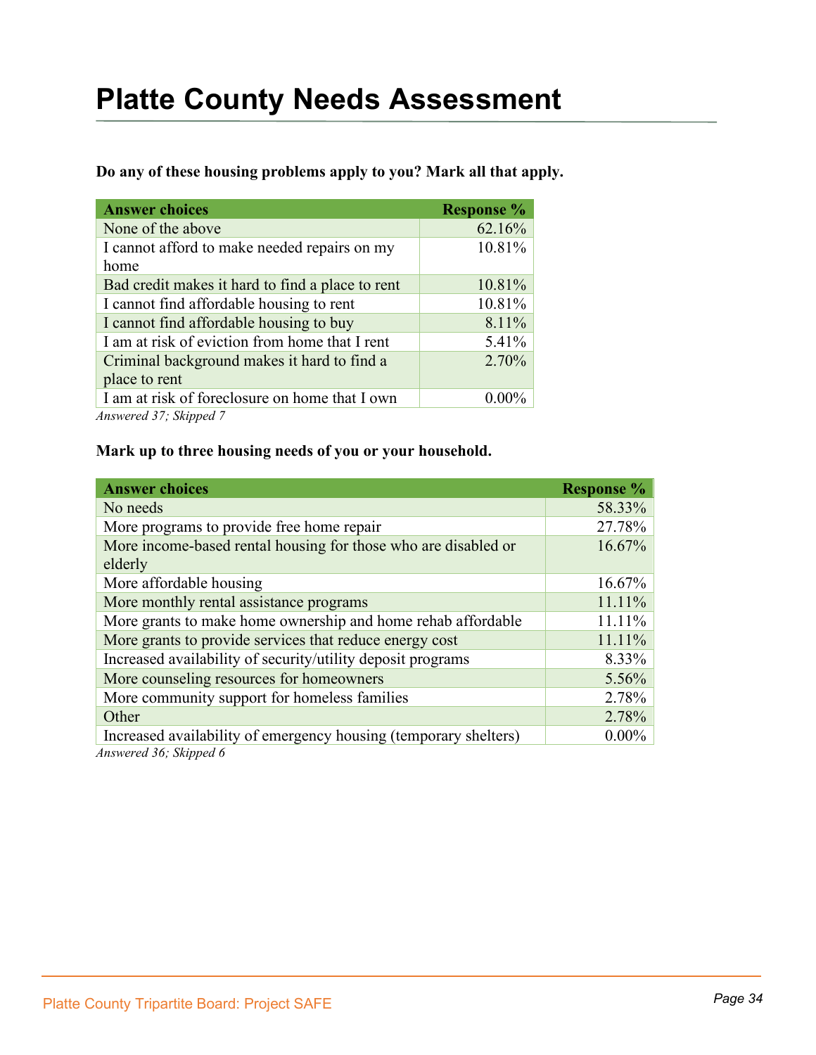# Platte County Needs Assessment

**Do any of these housing problems apply to you? Mark all that apply.**

| Answer choices | Response % |
| --- | --- |
| None of the above | 62.16% |
| I cannot afford to make needed repairs on my home | 10.81% |
| Bad credit makes it hard to find a place to rent | 10.81% |
| I cannot find affordable housing to rent | 10.81% |
| I cannot find affordable housing to buy | 8.11% |
| I am at risk of eviction from home that I rent | 5.41% |
| Criminal background makes it hard to find a place to rent | 2.70% |
| I am at risk of foreclosure on home that I own | 0.00% |

*Answered 37; Skipped 7*

**Mark up to three housing needs of you or your household.**

| Answer choices | Response % |
| --- | --- |
| No needs | 58.33% |
| More programs to provide free home repair | 27.78% |
| More income-based rental housing for those who are disabled or elderly | 16.67% |
| More affordable housing | 16.67% |
| More monthly rental assistance programs | 11.11% |
| More grants to make home ownership and home rehab affordable | 11.11% |
| More grants to provide services that reduce energy cost | 11.11% |
| Increased availability of security/utility deposit programs | 8.33% |
| More counseling resources for homeowners | 5.56% |
| More community support for homeless families | 2.78% |
| Other | 2.78% |
| Increased availability of emergency housing (temporary shelters) | 0.00% |

*Answered 36; Skipped 6*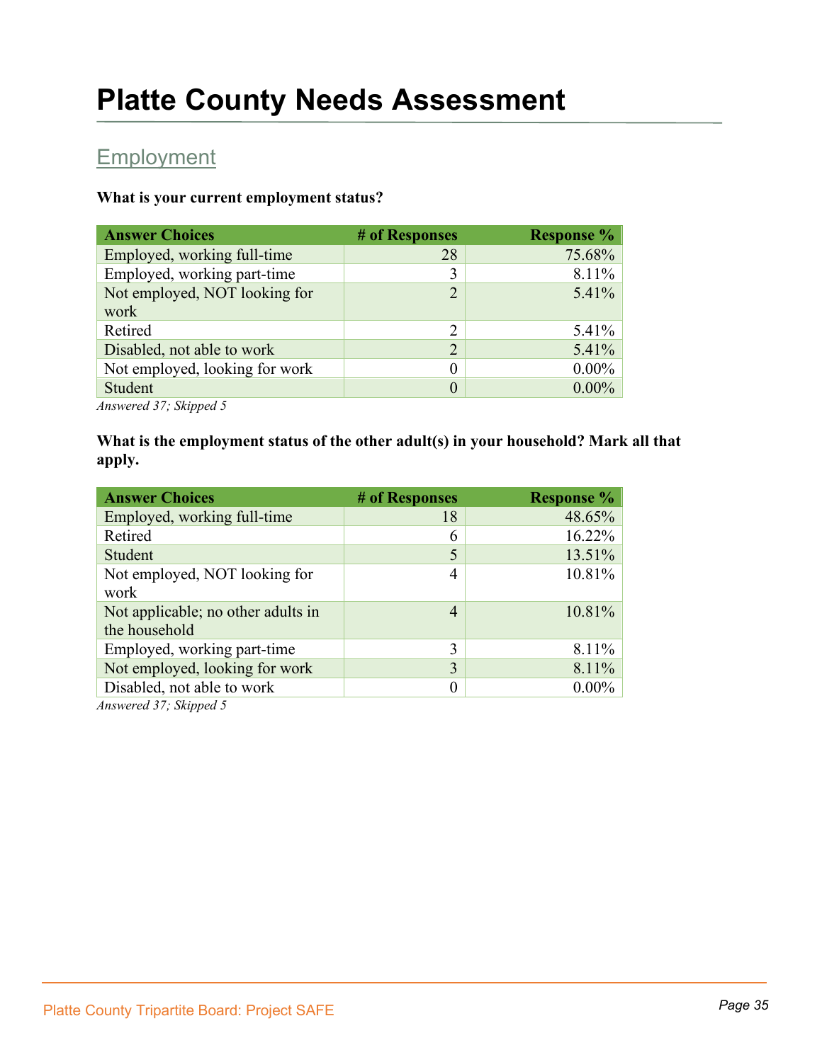# Platte County Needs Assessment

## Employment

**What is your current employment status?**

| Answer Choices | # of Responses | Response % |
|---|---|---|
| Employed, working full-time | 28 | 75.68% |
| Employed, working part-time | 3 | 8.11% |
| Not employed, NOT looking for work | 2 | 5.41% |
| Retired | 2 | 5.41% |
| Disabled, not able to work | 2 | 5.41% |
| Not employed, looking for work | 0 | 0.00% |
| Student | 0 | 0.00% |

*Answered 37; Skipped 5*

**What is the employment status of the other adult(s) in your household? Mark all that apply.**

| Answer Choices | # of Responses | Response % |
|---|---|---|
| Employed, working full-time | 18 | 48.65% |
| Retired | 6 | 16.22% |
| Student | 5 | 13.51% |
| Not employed, NOT looking for work | 4 | 10.81% |
| Not applicable; no other adults in the household | 4 | 10.81% |
| Employed, working part-time | 3 | 8.11% |
| Not employed, looking for work | 3 | 8.11% |
| Disabled, not able to work | 0 | 0.00% |

*Answered 37; Skipped 5*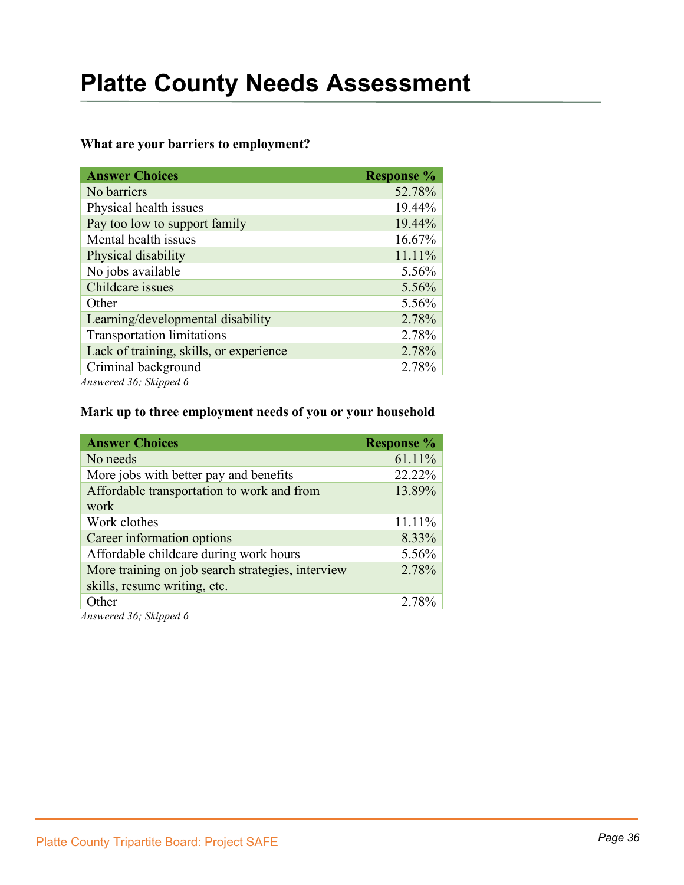# Platte County Needs Assessment

**What are your barriers to employment?**

| Answer Choices | Response % |
|---|---|
| No barriers | 52.78% |
| Physical health issues | 19.44% |
| Pay too low to support family | 19.44% |
| Mental health issues | 16.67% |
| Physical disability | 11.11% |
| No jobs available | 5.56% |
| Childcare issues | 5.56% |
| Other | 5.56% |
| Learning/developmental disability | 2.78% |
| Transportation limitations | 2.78% |
| Lack of training, skills, or experience | 2.78% |
| Criminal background | 2.78% |

*Answered 36; Skipped 6*

**Mark up to three employment needs of you or your household**

| Answer Choices | Response % |
|---|---|
| No needs | 61.11% |
| More jobs with better pay and benefits | 22.22% |
| Affordable transportation to work and from work | 13.89% |
| Work clothes | 11.11% |
| Career information options | 8.33% |
| Affordable childcare during work hours | 5.56% |
| More training on job search strategies, interview skills, resume writing, etc. | 2.78% |
| Other | 2.78% |

*Answered 36; Skipped 6*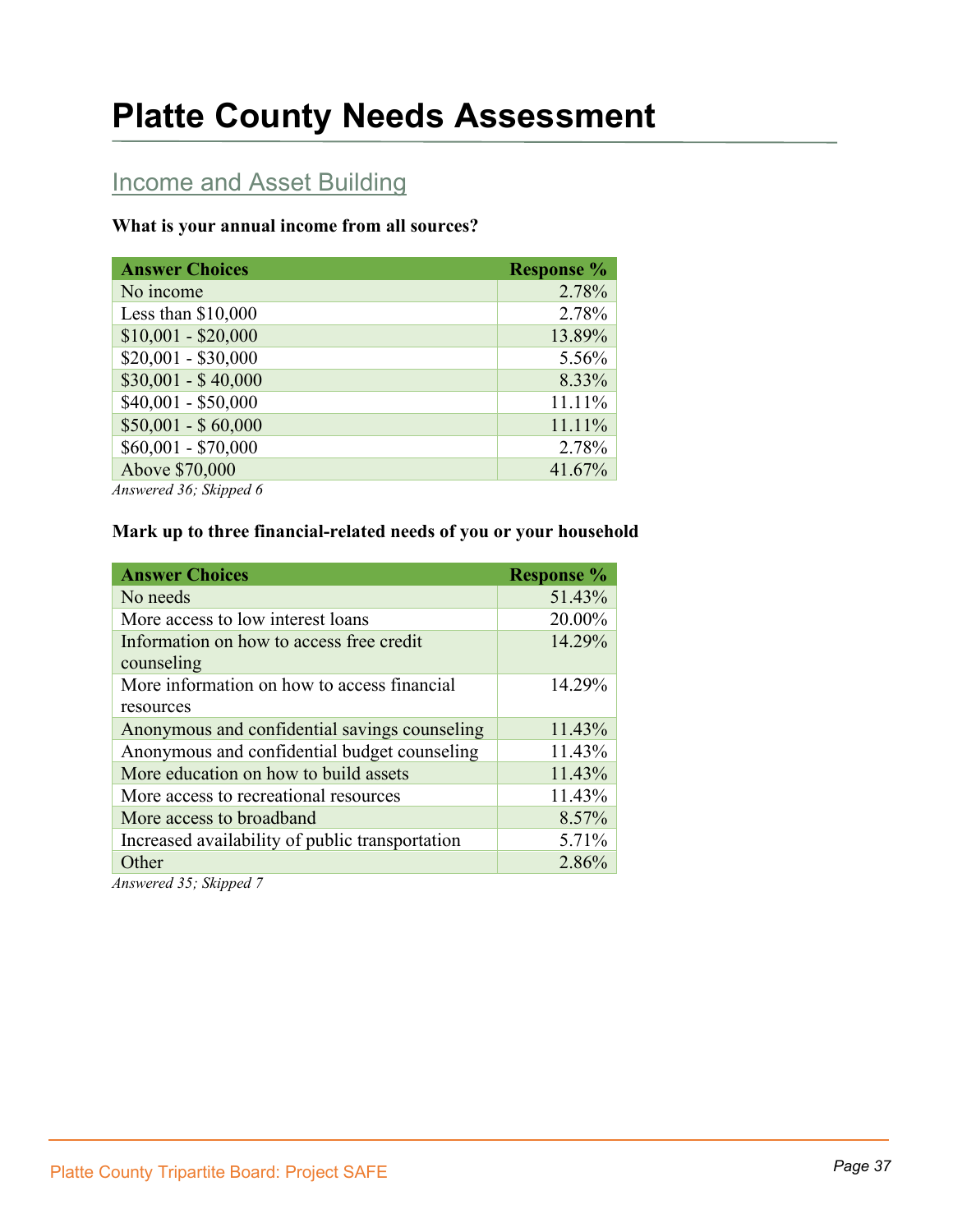# Platte County Needs Assessment

## Income and Asset Building

**What is your annual income from all sources?**

| Answer Choices | Response % |
|---|---|
| No income | 2.78% |
| Less than $10,000 | 2.78% |
| $10,001 - $20,000 | 13.89% |
| $20,001 - $30,000 | 5.56% |
| $30,001 - $ 40,000 | 8.33% |
| $40,001 - $50,000 | 11.11% |
| $50,001 - $ 60,000 | 11.11% |
| $60,001 - $70,000 | 2.78% |
| Above $70,000 | 41.67% |

*Answered 36; Skipped 6*

**Mark up to three financial-related needs of you or your household**

| Answer Choices | Response % |
|---|---|
| No needs | 51.43% |
| More access to low interest loans | 20.00% |
| Information on how to access free credit counseling | 14.29% |
| More information on how to access financial resources | 14.29% |
| Anonymous and confidential savings counseling | 11.43% |
| Anonymous and confidential budget counseling | 11.43% |
| More education on how to build assets | 11.43% |
| More access to recreational resources | 11.43% |
| More access to broadband | 8.57% |
| Increased availability of public transportation | 5.71% |
| Other | 2.86% |

*Answered 35; Skipped 7*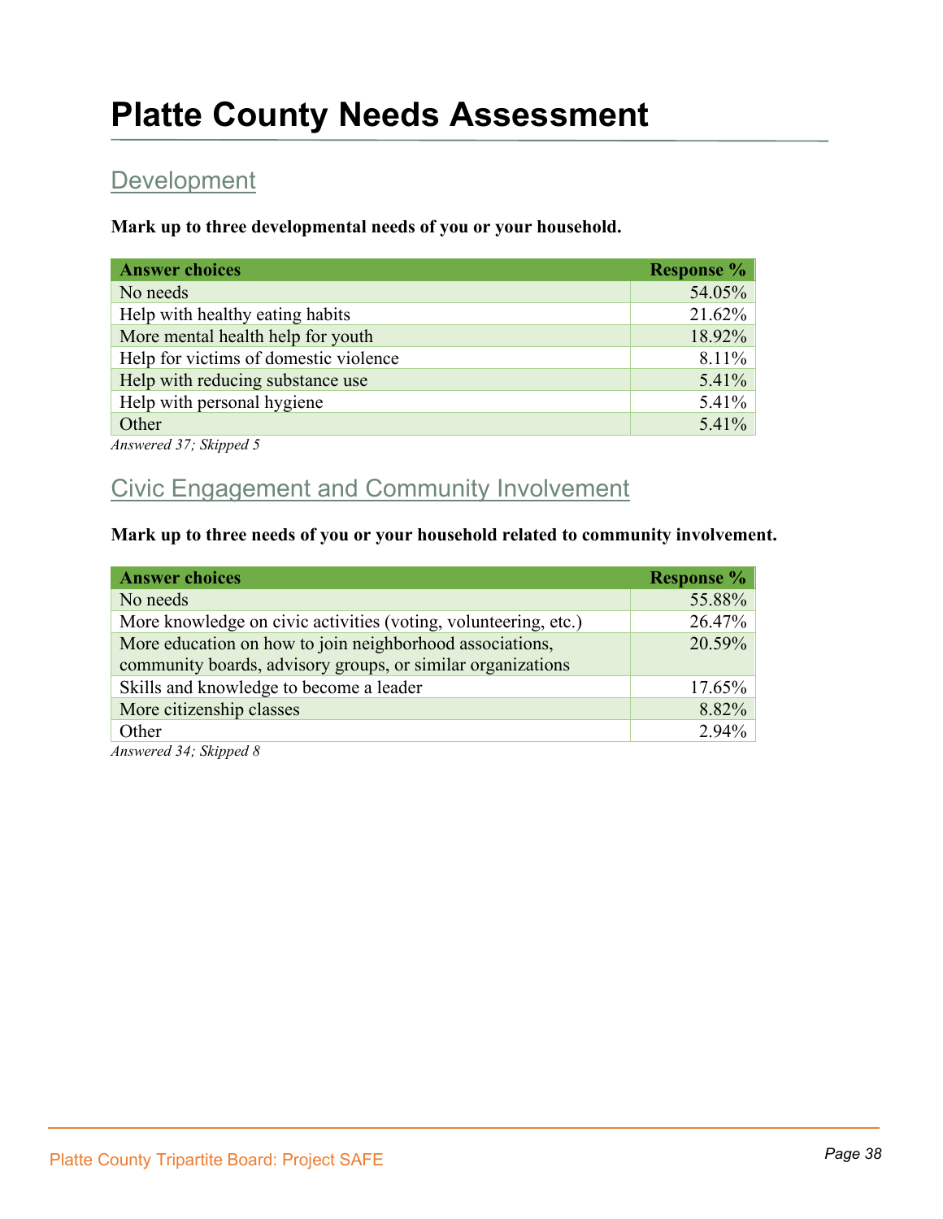# Platte County Needs Assessment

## Development

**Mark up to three developmental needs of you or your household.**

| Answer choices | Response % |
|---|---|
| No needs | 54.05% |
| Help with healthy eating habits | 21.62% |
| More mental health help for youth | 18.92% |
| Help for victims of domestic violence | 8.11% |
| Help with reducing substance use | 5.41% |
| Help with personal hygiene | 5.41% |
| Other | 5.41% |

*Answered 37; Skipped 5*

## Civic Engagement and Community Involvement

**Mark up to three needs of you or your household related to community involvement.**

| Answer choices | Response % |
|---|---|
| No needs | 55.88% |
| More knowledge on civic activities (voting, volunteering, etc.) | 26.47% |
| More education on how to join neighborhood associations, community boards, advisory groups, or similar organizations | 20.59% |
| Skills and knowledge to become a leader | 17.65% |
| More citizenship classes | 8.82% |
| Other | 2.94% |

*Answered 34; Skipped 8*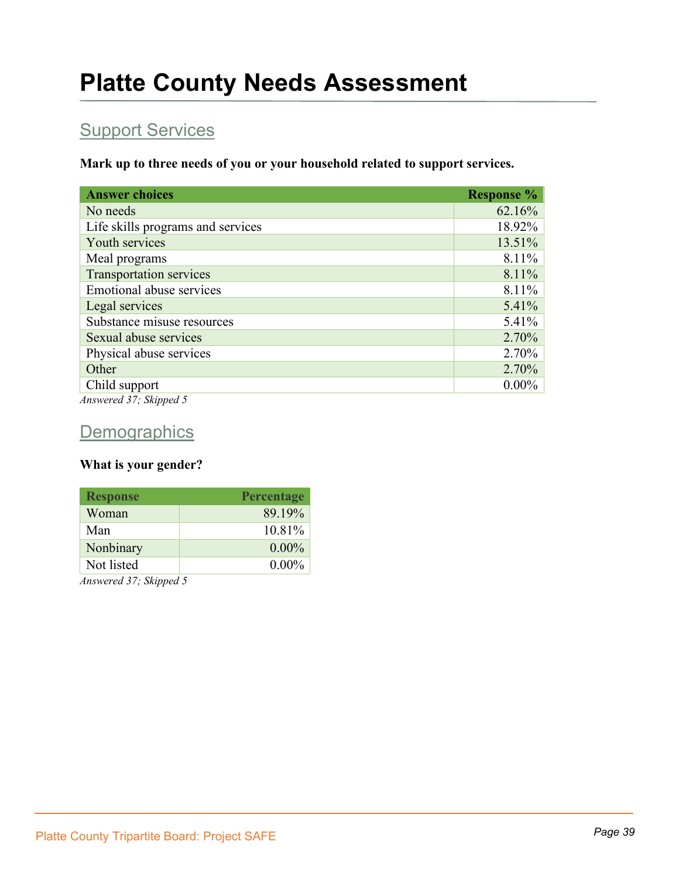# Platte County Needs Assessment

## Support Services

**Mark up to three needs of you or your household related to support services.**

| Answer choices | Response % |
|---|---|
| No needs | 62.16% |
| Life skills programs and services | 18.92% |
| Youth services | 13.51% |
| Meal programs | 8.11% |
| Transportation services | 8.11% |
| Emotional abuse services | 8.11% |
| Legal services | 5.41% |
| Substance misuse resources | 5.41% |
| Sexual abuse services | 2.70% |
| Physical abuse services | 2.70% |
| Other | 2.70% |
| Child support | 0.00% |

*Answered 37; Skipped 5*

## Demographics

**What is your gender?**

| Response | Percentage |
|---|---|
| Woman | 89.19% |
| Man | 10.81% |
| Nonbinary | 0.00% |
| Not listed | 0.00% |

*Answered 37; Skipped 5*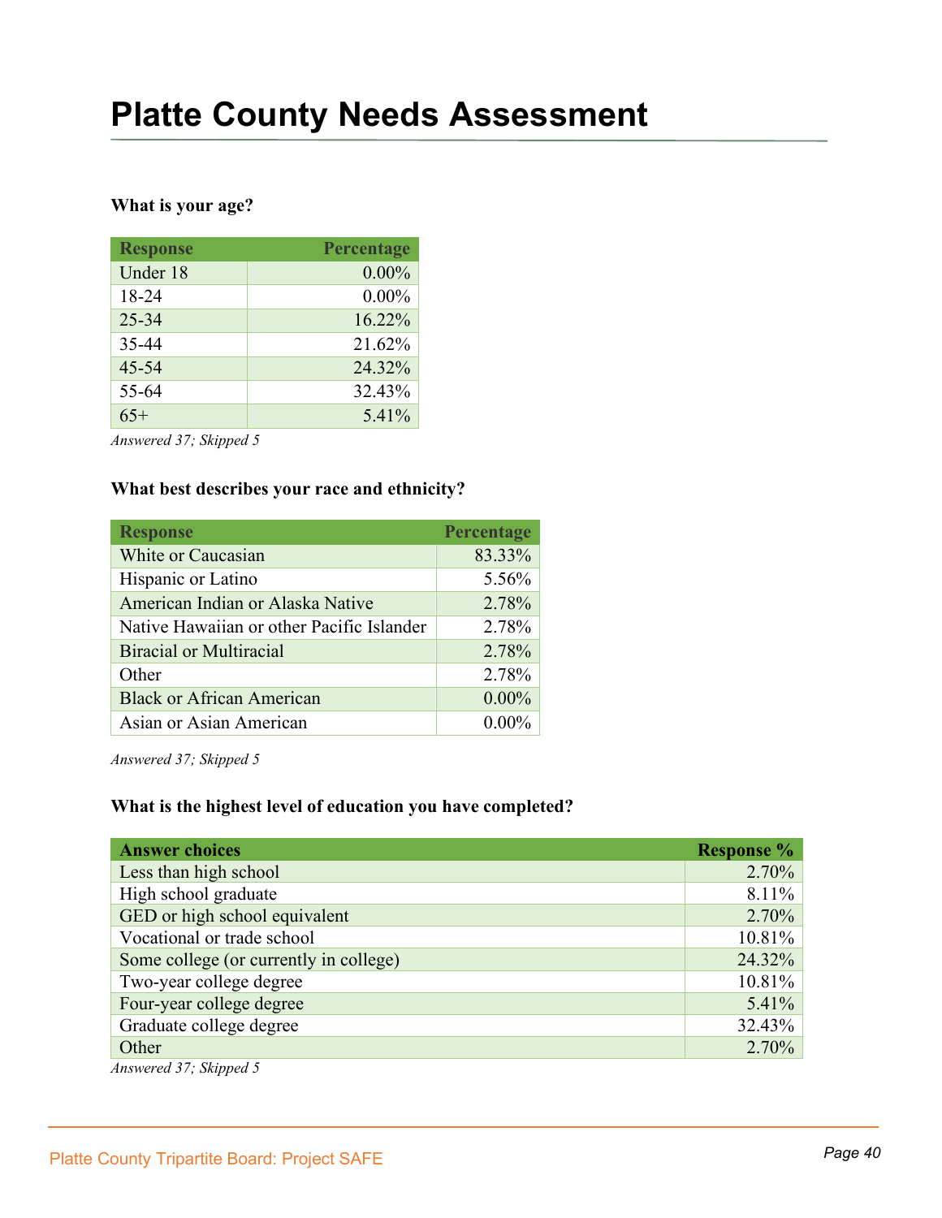# Platte County Needs Assessment

**What is your age?**

| Response | Percentage |
|---|---|
| Under 18 | 0.00% |
| 18-24 | 0.00% |
| 25-34 | 16.22% |
| 35-44 | 21.62% |
| 45-54 | 24.32% |
| 55-64 | 32.43% |
| 65+ | 5.41% |

*Answered 37; Skipped 5*

**What best describes your race and ethnicity?**

| Response | Percentage |
|---|---|
| White or Caucasian | 83.33% |
| Hispanic or Latino | 5.56% |
| American Indian or Alaska Native | 2.78% |
| Native Hawaiian or other Pacific Islander | 2.78% |
| Biracial or Multiracial | 2.78% |
| Other | 2.78% |
| Black or African American | 0.00% |
| Asian or Asian American | 0.00% |

*Answered 37; Skipped 5*

**What is the highest level of education you have completed?**

| Answer choices | Response % |
|---|---|
| Less than high school | 2.70% |
| High school graduate | 8.11% |
| GED or high school equivalent | 2.70% |
| Vocational or trade school | 10.81% |
| Some college (or currently in college) | 24.32% |
| Two-year college degree | 10.81% |
| Four-year college degree | 5.41% |
| Graduate college degree | 32.43% |
| Other | 2.70% |

*Answered 37; Skipped 5*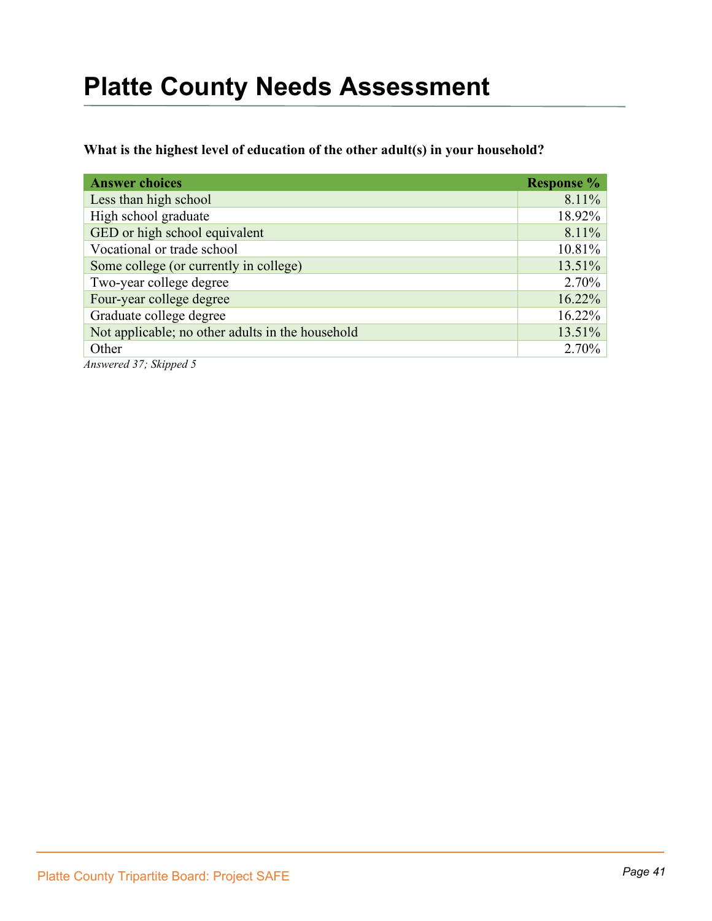# Platte County Needs Assessment

**What is the highest level of education of the other adult(s) in your household?**

| Answer choices | Response % |
|---|---|
| Less than high school | 8.11% |
| High school graduate | 18.92% |
| GED or high school equivalent | 8.11% |
| Vocational or trade school | 10.81% |
| Some college (or currently in college) | 13.51% |
| Two-year college degree | 2.70% |
| Four-year college degree | 16.22% |
| Graduate college degree | 16.22% |
| Not applicable; no other adults in the household | 13.51% |
| Other | 2.70% |

*Answered 37; Skipped 5*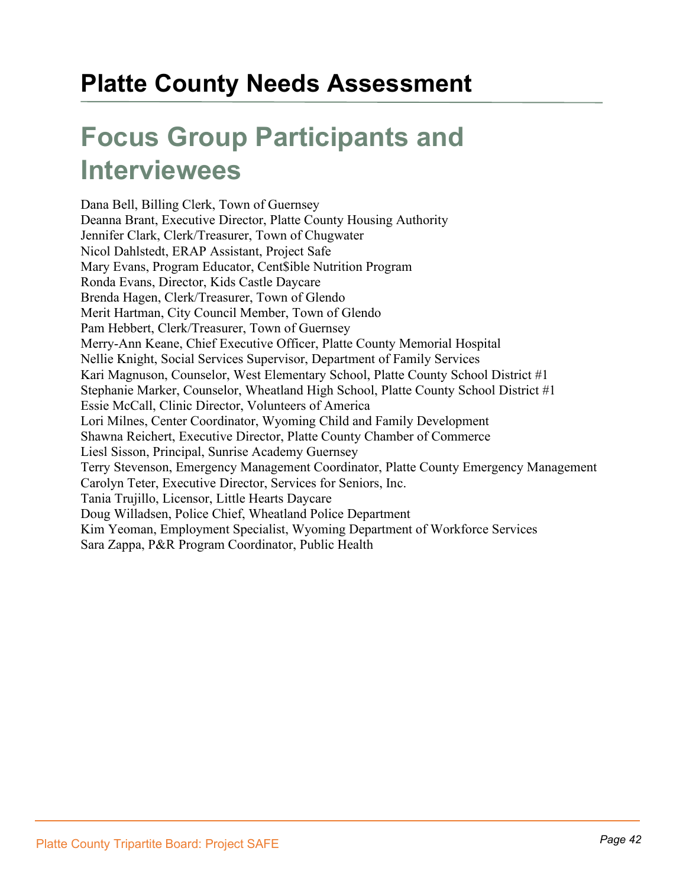# Platte County Needs Assessment

## Focus Group Participants and Interviewees

Dana Bell, Billing Clerk, Town of Guernsey
Deanna Brant, Executive Director, Platte County Housing Authority
Jennifer Clark, Clerk/Treasurer, Town of Chugwater
Nicol Dahlstedt, ERAP Assistant, Project Safe
Mary Evans, Program Educator, Cent$ible Nutrition Program
Ronda Evans, Director, Kids Castle Daycare
Brenda Hagen, Clerk/Treasurer, Town of Glendo
Merit Hartman, City Council Member, Town of Glendo
Pam Hebbert, Clerk/Treasurer, Town of Guernsey
Merry-Ann Keane, Chief Executive Officer, Platte County Memorial Hospital
Nellie Knight, Social Services Supervisor, Department of Family Services
Kari Magnuson, Counselor, West Elementary School, Platte County School District #1
Stephanie Marker, Counselor, Wheatland High School, Platte County School District #1
Essie McCall, Clinic Director, Volunteers of America
Lori Milnes, Center Coordinator, Wyoming Child and Family Development
Shawna Reichert, Executive Director, Platte County Chamber of Commerce
Liesl Sisson, Principal, Sunrise Academy Guernsey
Terry Stevenson, Emergency Management Coordinator, Platte County Emergency Management
Carolyn Teter, Executive Director, Services for Seniors, Inc.
Tania Trujillo, Licensor, Little Hearts Daycare
Doug Willadsen, Police Chief, Wheatland Police Department
Kim Yeoman, Employment Specialist, Wyoming Department of Workforce Services
Sara Zappa, P&R Program Coordinator, Public Health